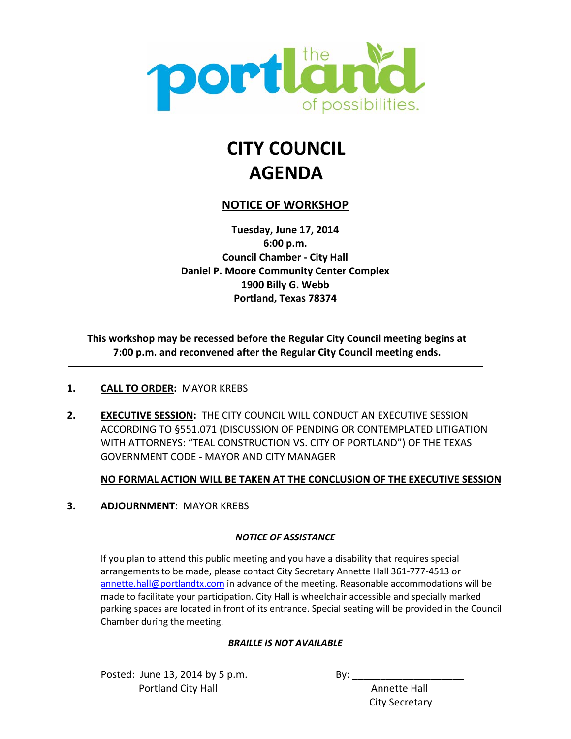the portland of possibilities.

# CITY COUNCIL AGENDA

## NOTICE OF WORKSHOP

**Tuesday, June 17, 2014**
**6:00 p.m.**
**Council Chamber - City Hall**
**Daniel P. Moore Community Center Complex**
**1900 Billy G. Webb**
**Portland, Texas 78374**

---

**This workshop may be recessed before the Regular City Council meeting begins at 7:00 p.m. and reconvened after the Regular City Council meeting ends.**

---

1. **CALL TO ORDER:** MAYOR KREBS

2. **EXECUTIVE SESSION:** THE CITY COUNCIL WILL CONDUCT AN EXECUTIVE SESSION ACCORDING TO §551.071 (DISCUSSION OF PENDING OR CONTEMPLATED LITIGATION WITH ATTORNEYS: "TEAL CONSTRUCTION VS. CITY OF PORTLAND") OF THE TEXAS GOVERNMENT CODE - MAYOR AND CITY MANAGER

   **NO FORMAL ACTION WILL BE TAKEN AT THE CONCLUSION OF THE EXECUTIVE SESSION**

3. **ADJOURNMENT:** MAYOR KREBS

***NOTICE OF ASSISTANCE***

If you plan to attend this public meeting and you have a disability that requires special arrangements to be made, please contact City Secretary Annette Hall 361-777-4513 or annette.hall@portlandtx.com in advance of the meeting. Reasonable accommodations will be made to facilitate your participation. City Hall is wheelchair accessible and specially marked parking spaces are located in front of its entrance. Special seating will be provided in the Council Chamber during the meeting.

***BRAILLE IS NOT AVAILABLE***

Posted: June 13, 2014 by 5 p.m.
Portland City Hall

By: ____________________
Annette Hall
City Secretary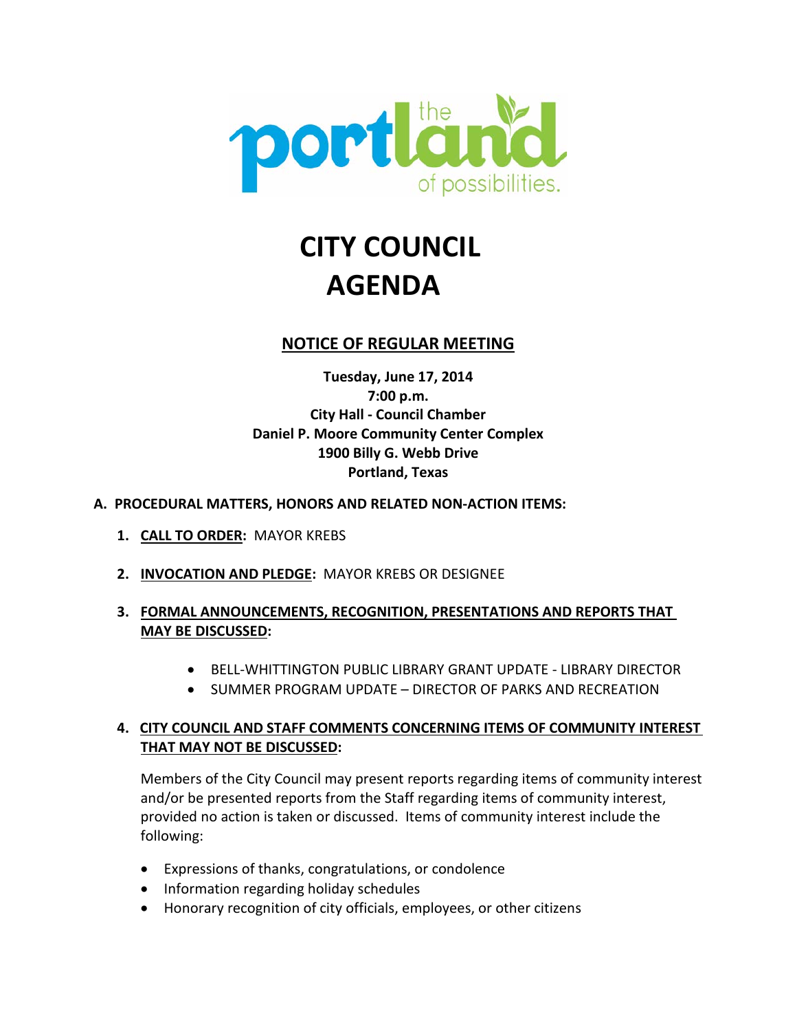the portland of possibilities.

# CITY COUNCIL AGENDA

## NOTICE OF REGULAR MEETING

**Tuesday, June 17, 2014**
**7:00 p.m.**
**City Hall - Council Chamber**
**Daniel P. Moore Community Center Complex**
**1900 Billy G. Webb Drive**
**Portland, Texas**

**A. PROCEDURAL MATTERS, HONORS AND RELATED NON-ACTION ITEMS:**

1. **CALL TO ORDER:** MAYOR KREBS

2. **INVOCATION AND PLEDGE:** MAYOR KREBS OR DESIGNEE

3. **FORMAL ANNOUNCEMENTS, RECOGNITION, PRESENTATIONS AND REPORTS THAT MAY BE DISCUSSED:**

   - BELL-WHITTINGTON PUBLIC LIBRARY GRANT UPDATE - LIBRARY DIRECTOR
   - SUMMER PROGRAM UPDATE – DIRECTOR OF PARKS AND RECREATION

4. **CITY COUNCIL AND STAFF COMMENTS CONCERNING ITEMS OF COMMUNITY INTEREST THAT MAY NOT BE DISCUSSED:**

   Members of the City Council may present reports regarding items of community interest and/or be presented reports from the Staff regarding items of community interest, provided no action is taken or discussed. Items of community interest include the following:

   - Expressions of thanks, congratulations, or condolence
   - Information regarding holiday schedules
   - Honorary recognition of city officials, employees, or other citizens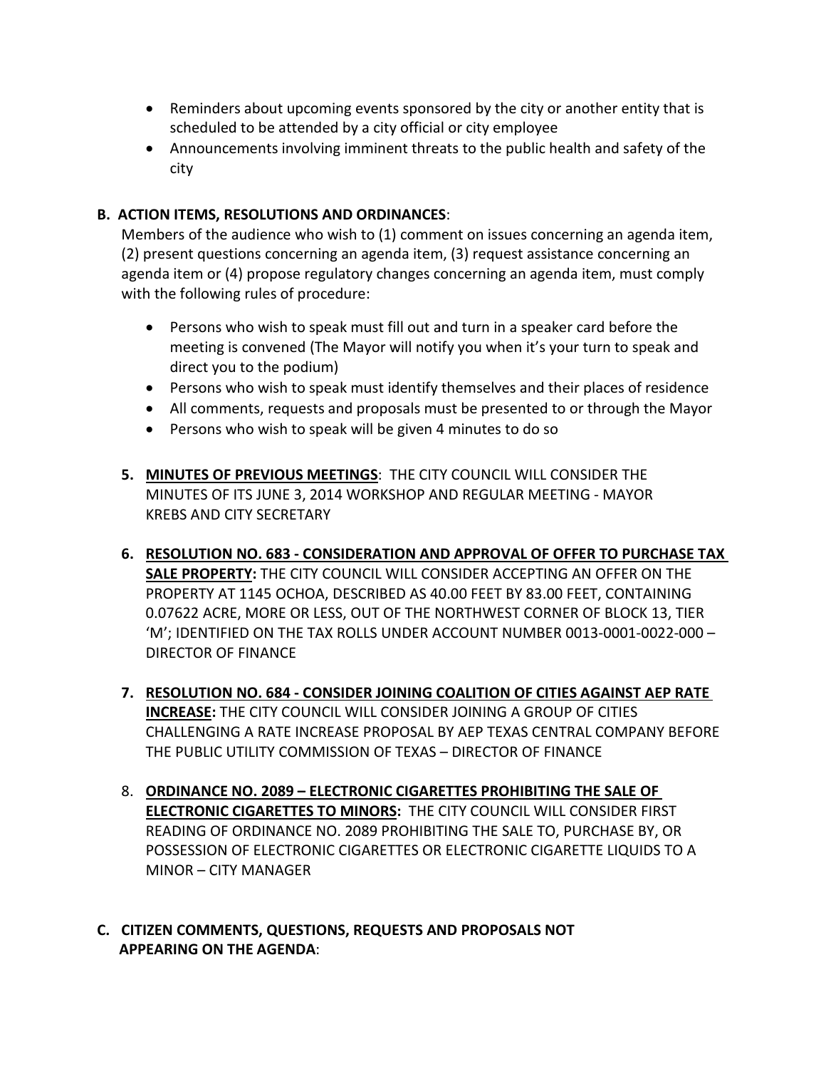- Reminders about upcoming events sponsored by the city or another entity that is scheduled to be attended by a city official or city employee
- Announcements involving imminent threats to the public health and safety of the city

**B. ACTION ITEMS, RESOLUTIONS AND ORDINANCES**:

Members of the audience who wish to (1) comment on issues concerning an agenda item, (2) present questions concerning an agenda item, (3) request assistance concerning an agenda item or (4) propose regulatory changes concerning an agenda item, must comply with the following rules of procedure:

- Persons who wish to speak must fill out and turn in a speaker card before the meeting is convened (The Mayor will notify you when it's your turn to speak and direct you to the podium)
- Persons who wish to speak must identify themselves and their places of residence
- All comments, requests and proposals must be presented to or through the Mayor
- Persons who wish to speak will be given 4 minutes to do so

5. **MINUTES OF PREVIOUS MEETINGS**: THE CITY COUNCIL WILL CONSIDER THE MINUTES OF ITS JUNE 3, 2014 WORKSHOP AND REGULAR MEETING - MAYOR KREBS AND CITY SECRETARY

6. **RESOLUTION NO. 683 - CONSIDERATION AND APPROVAL OF OFFER TO PURCHASE TAX SALE PROPERTY:** THE CITY COUNCIL WILL CONSIDER ACCEPTING AN OFFER ON THE PROPERTY AT 1145 OCHOA, DESCRIBED AS 40.00 FEET BY 83.00 FEET, CONTAINING 0.07622 ACRE, MORE OR LESS, OUT OF THE NORTHWEST CORNER OF BLOCK 13, TIER 'M'; IDENTIFIED ON THE TAX ROLLS UNDER ACCOUNT NUMBER 0013-0001-0022-000 – DIRECTOR OF FINANCE

7. **RESOLUTION NO. 684 - CONSIDER JOINING COALITION OF CITIES AGAINST AEP RATE INCREASE:** THE CITY COUNCIL WILL CONSIDER JOINING A GROUP OF CITIES CHALLENGING A RATE INCREASE PROPOSAL BY AEP TEXAS CENTRAL COMPANY BEFORE THE PUBLIC UTILITY COMMISSION OF TEXAS – DIRECTOR OF FINANCE

8. **ORDINANCE NO. 2089 – ELECTRONIC CIGARETTES PROHIBITING THE SALE OF ELECTRONIC CIGARETTES TO MINORS:** THE CITY COUNCIL WILL CONSIDER FIRST READING OF ORDINANCE NO. 2089 PROHIBITING THE SALE TO, PURCHASE BY, OR POSSESSION OF ELECTRONIC CIGARETTES OR ELECTRONIC CIGARETTE LIQUIDS TO A MINOR – CITY MANAGER

**C. CITIZEN COMMENTS, QUESTIONS, REQUESTS AND PROPOSALS NOT APPEARING ON THE AGENDA**: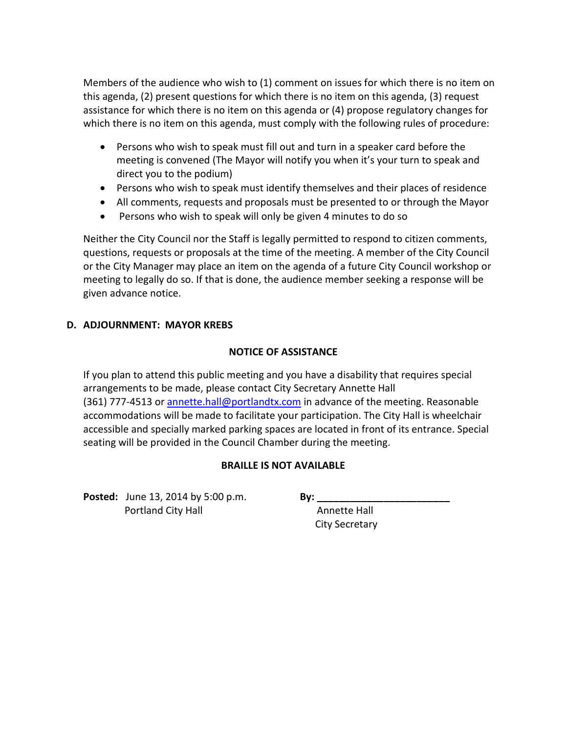Members of the audience who wish to (1) comment on issues for which there is no item on this agenda, (2) present questions for which there is no item on this agenda, (3) request assistance for which there is no item on this agenda or (4) propose regulatory changes for which there is no item on this agenda, must comply with the following rules of procedure:

- Persons who wish to speak must fill out and turn in a speaker card before the meeting is convened (The Mayor will notify you when it's your turn to speak and direct you to the podium)
- Persons who wish to speak must identify themselves and their places of residence
- All comments, requests and proposals must be presented to or through the Mayor
- Persons who wish to speak will only be given 4 minutes to do so

Neither the City Council nor the Staff is legally permitted to respond to citizen comments, questions, requests or proposals at the time of the meeting. A member of the City Council or the City Manager may place an item on the agenda of a future City Council workshop or meeting to legally do so. If that is done, the audience member seeking a response will be given advance notice.

**D. ADJOURNMENT: MAYOR KREBS**

**NOTICE OF ASSISTANCE**

If you plan to attend this public meeting and you have a disability that requires special arrangements to be made, please contact City Secretary Annette Hall (361) 777-4513 or annette.hall@portlandtx.com in advance of the meeting. Reasonable accommodations will be made to facilitate your participation. The City Hall is wheelchair accessible and specially marked parking spaces are located in front of its entrance. Special seating will be provided in the Council Chamber during the meeting.

**BRAILLE IS NOT AVAILABLE**

**Posted:** June 13, 2014 by 5:00 p.m.
Portland City Hall

**By:** ________________________
Annette Hall
City Secretary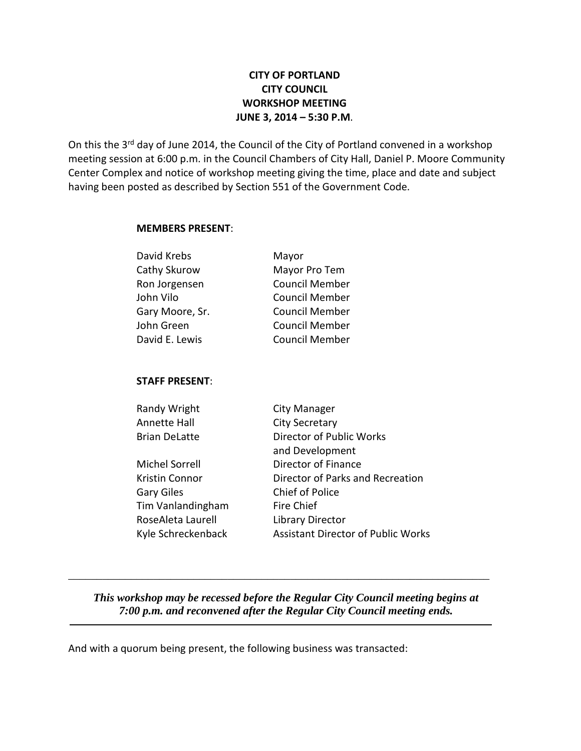**CITY OF PORTLAND**
**CITY COUNCIL**
**WORKSHOP MEETING**
**JUNE 3, 2014 – 5:30 P.M**.

On this the 3rd day of June 2014, the Council of the City of Portland convened in a workshop meeting session at 6:00 p.m. in the Council Chambers of City Hall, Daniel P. Moore Community Center Complex and notice of workshop meeting giving the time, place and date and subject having been posted as described by Section 551 of the Government Code.

**MEMBERS PRESENT**:

| | |
|---|---|
| David Krebs | Mayor |
| Cathy Skurow | Mayor Pro Tem |
| Ron Jorgensen | Council Member |
| John Vilo | Council Member |
| Gary Moore, Sr. | Council Member |
| John Green | Council Member |
| David E. Lewis | Council Member |

**STAFF PRESENT**:

| | |
|---|---|
| Randy Wright | City Manager |
| Annette Hall | City Secretary |
| Brian DeLatte | Director of Public Works and Development |
| Michel Sorrell | Director of Finance |
| Kristin Connor | Director of Parks and Recreation |
| Gary Giles | Chief of Police |
| Tim Vanlandingham | Fire Chief |
| RoseAleta Laurell | Library Director |
| Kyle Schreckenback | Assistant Director of Public Works |

---

***This workshop may be recessed before the Regular City Council meeting begins at 7:00 p.m. and reconvened after the Regular City Council meeting ends.***

---

And with a quorum being present, the following business was transacted: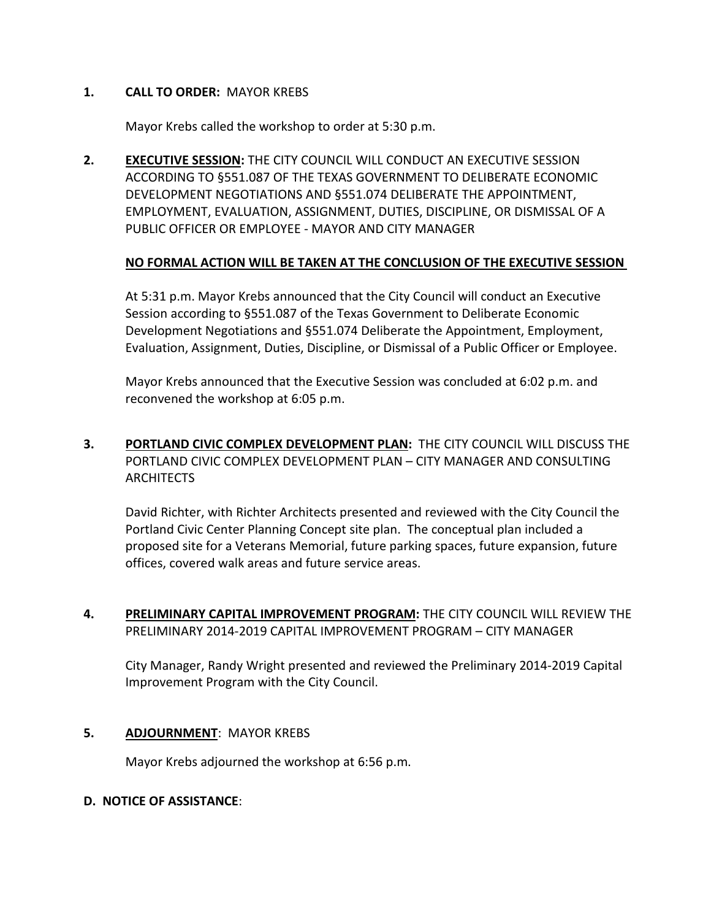**1. CALL TO ORDER:** MAYOR KREBS

Mayor Krebs called the workshop to order at 5:30 p.m.

**2. <u>EXECUTIVE SESSION</u>:** THE CITY COUNCIL WILL CONDUCT AN EXECUTIVE SESSION ACCORDING TO §551.087 OF THE TEXAS GOVERNMENT TO DELIBERATE ECONOMIC DEVELOPMENT NEGOTIATIONS AND §551.074 DELIBERATE THE APPOINTMENT, EMPLOYMENT, EVALUATION, ASSIGNMENT, DUTIES, DISCIPLINE, OR DISMISSAL OF A PUBLIC OFFICER OR EMPLOYEE - MAYOR AND CITY MANAGER

**<u>NO FORMAL ACTION WILL BE TAKEN AT THE CONCLUSION OF THE EXECUTIVE SESSION</u>**

At 5:31 p.m. Mayor Krebs announced that the City Council will conduct an Executive Session according to §551.087 of the Texas Government to Deliberate Economic Development Negotiations and §551.074 Deliberate the Appointment, Employment, Evaluation, Assignment, Duties, Discipline, or Dismissal of a Public Officer or Employee.

Mayor Krebs announced that the Executive Session was concluded at 6:02 p.m. and reconvened the workshop at 6:05 p.m.

**3. <u>PORTLAND CIVIC COMPLEX DEVELOPMENT PLAN</u>:** THE CITY COUNCIL WILL DISCUSS THE PORTLAND CIVIC COMPLEX DEVELOPMENT PLAN – CITY MANAGER AND CONSULTING ARCHITECTS

David Richter, with Richter Architects presented and reviewed with the City Council the Portland Civic Center Planning Concept site plan. The conceptual plan included a proposed site for a Veterans Memorial, future parking spaces, future expansion, future offices, covered walk areas and future service areas.

**4. <u>PRELIMINARY CAPITAL IMPROVEMENT PROGRAM</u>:** THE CITY COUNCIL WILL REVIEW THE PRELIMINARY 2014-2019 CAPITAL IMPROVEMENT PROGRAM – CITY MANAGER

City Manager, Randy Wright presented and reviewed the Preliminary 2014-2019 Capital Improvement Program with the City Council.

**5. <u>ADJOURNMENT</u>:** MAYOR KREBS

Mayor Krebs adjourned the workshop at 6:56 p.m.

**D. NOTICE OF ASSISTANCE**: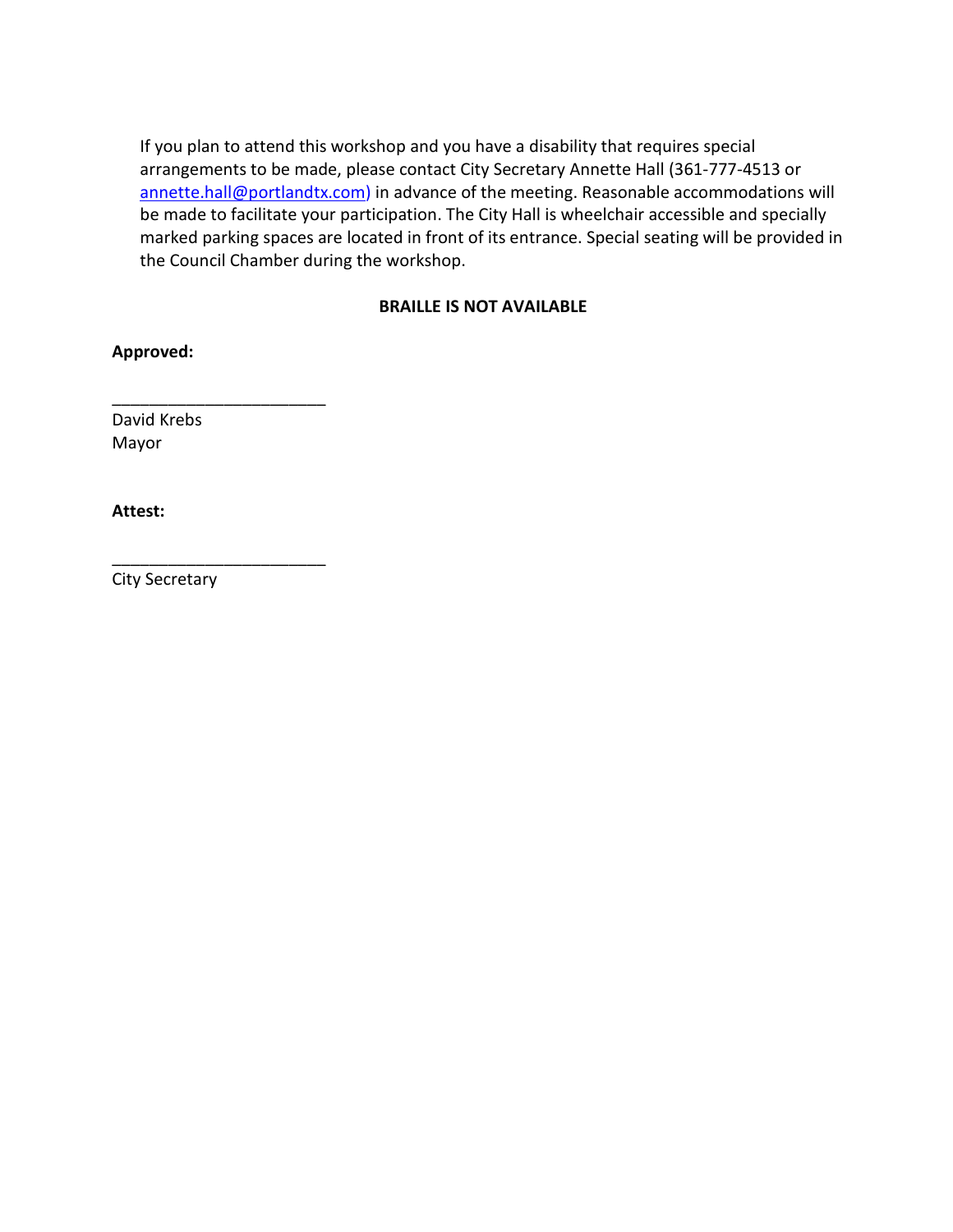If you plan to attend this workshop and you have a disability that requires special arrangements to be made, please contact City Secretary Annette Hall (361-777-4513 or annette.hall@portlandtx.com) in advance of the meeting. Reasonable accommodations will be made to facilitate your participation. The City Hall is wheelchair accessible and specially marked parking spaces are located in front of its entrance. Special seating will be provided in the Council Chamber during the workshop.

**BRAILLE IS NOT AVAILABLE**

**Approved:**

_______________________
David Krebs
Mayor

**Attest:**

_______________________
City Secretary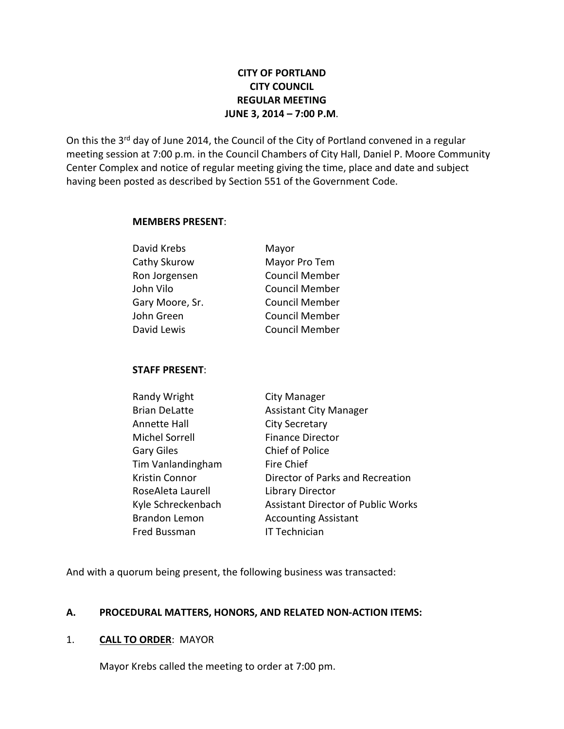**CITY OF PORTLAND**
**CITY COUNCIL**
**REGULAR MEETING**
**JUNE 3, 2014 – 7:00 P.M.**

On this the 3rd day of June 2014, the Council of the City of Portland convened in a regular meeting session at 7:00 p.m. in the Council Chambers of City Hall, Daniel P. Moore Community Center Complex and notice of regular meeting giving the time, place and date and subject having been posted as described by Section 551 of the Government Code.

**MEMBERS PRESENT**:

| | |
|---|---|
| David Krebs | Mayor |
| Cathy Skurow | Mayor Pro Tem |
| Ron Jorgensen | Council Member |
| John Vilo | Council Member |
| Gary Moore, Sr. | Council Member |
| John Green | Council Member |
| David Lewis | Council Member |

**STAFF PRESENT**:

| | |
|---|---|
| Randy Wright | City Manager |
| Brian DeLatte | Assistant City Manager |
| Annette Hall | City Secretary |
| Michel Sorrell | Finance Director |
| Gary Giles | Chief of Police |
| Tim Vanlandingham | Fire Chief |
| Kristin Connor | Director of Parks and Recreation |
| RoseAleta Laurell | Library Director |
| Kyle Schreckenbach | Assistant Director of Public Works |
| Brandon Lemon | Accounting Assistant |
| Fred Bussman | IT Technician |

And with a quorum being present, the following business was transacted:

**A. PROCEDURAL MATTERS, HONORS, AND RELATED NON-ACTION ITEMS:**

1. **CALL TO ORDER**: MAYOR

   Mayor Krebs called the meeting to order at 7:00 pm.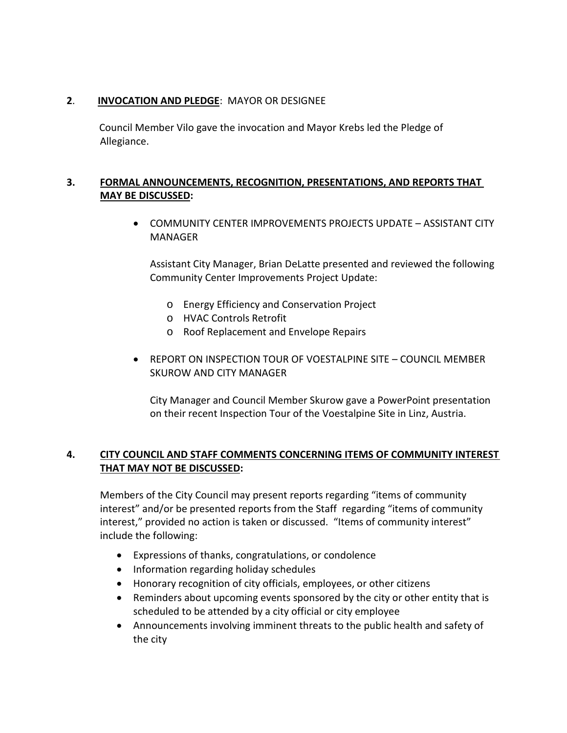**2**. **INVOCATION AND PLEDGE**: MAYOR OR DESIGNEE

Council Member Vilo gave the invocation and Mayor Krebs led the Pledge of Allegiance.

**3. FORMAL ANNOUNCEMENTS, RECOGNITION, PRESENTATIONS, AND REPORTS THAT MAY BE DISCUSSED:**

- COMMUNITY CENTER IMPROVEMENTS PROJECTS UPDATE – ASSISTANT CITY MANAGER

  Assistant City Manager, Brian DeLatte presented and reviewed the following Community Center Improvements Project Update:

  - Energy Efficiency and Conservation Project
  - HVAC Controls Retrofit
  - Roof Replacement and Envelope Repairs

- REPORT ON INSPECTION TOUR OF VOESTALPINE SITE – COUNCIL MEMBER SKUROW AND CITY MANAGER

  City Manager and Council Member Skurow gave a PowerPoint presentation on their recent Inspection Tour of the Voestalpine Site in Linz, Austria.

**4. CITY COUNCIL AND STAFF COMMENTS CONCERNING ITEMS OF COMMUNITY INTEREST THAT MAY NOT BE DISCUSSED:**

Members of the City Council may present reports regarding "items of community interest" and/or be presented reports from the Staff regarding "items of community interest," provided no action is taken or discussed. "Items of community interest" include the following:

- Expressions of thanks, congratulations, or condolence
- Information regarding holiday schedules
- Honorary recognition of city officials, employees, or other citizens
- Reminders about upcoming events sponsored by the city or other entity that is scheduled to be attended by a city official or city employee
- Announcements involving imminent threats to the public health and safety of the city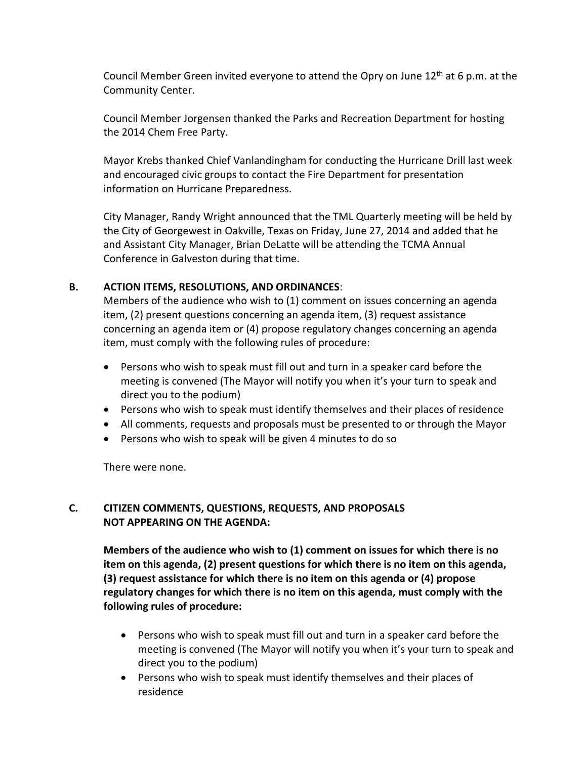Council Member Green invited everyone to attend the Opry on June 12th at 6 p.m. at the Community Center.

Council Member Jorgensen thanked the Parks and Recreation Department for hosting the 2014 Chem Free Party.

Mayor Krebs thanked Chief Vanlandingham for conducting the Hurricane Drill last week and encouraged civic groups to contact the Fire Department for presentation information on Hurricane Preparedness.

City Manager, Randy Wright announced that the TML Quarterly meeting will be held by the City of Georgewest in Oakville, Texas on Friday, June 27, 2014 and added that he and Assistant City Manager, Brian DeLatte will be attending the TCMA Annual Conference in Galveston during that time.

**B. ACTION ITEMS, RESOLUTIONS, AND ORDINANCES**:

Members of the audience who wish to (1) comment on issues concerning an agenda item, (2) present questions concerning an agenda item, (3) request assistance concerning an agenda item or (4) propose regulatory changes concerning an agenda item, must comply with the following rules of procedure:

- Persons who wish to speak must fill out and turn in a speaker card before the meeting is convened (The Mayor will notify you when it's your turn to speak and direct you to the podium)
- Persons who wish to speak must identify themselves and their places of residence
- All comments, requests and proposals must be presented to or through the Mayor
- Persons who wish to speak will be given 4 minutes to do so

There were none.

**C. CITIZEN COMMENTS, QUESTIONS, REQUESTS, AND PROPOSALS NOT APPEARING ON THE AGENDA:**

**Members of the audience who wish to (1) comment on issues for which there is no item on this agenda, (2) present questions for which there is no item on this agenda, (3) request assistance for which there is no item on this agenda or (4) propose regulatory changes for which there is no item on this agenda, must comply with the following rules of procedure:**

- Persons who wish to speak must fill out and turn in a speaker card before the meeting is convened (The Mayor will notify you when it's your turn to speak and direct you to the podium)
- Persons who wish to speak must identify themselves and their places of residence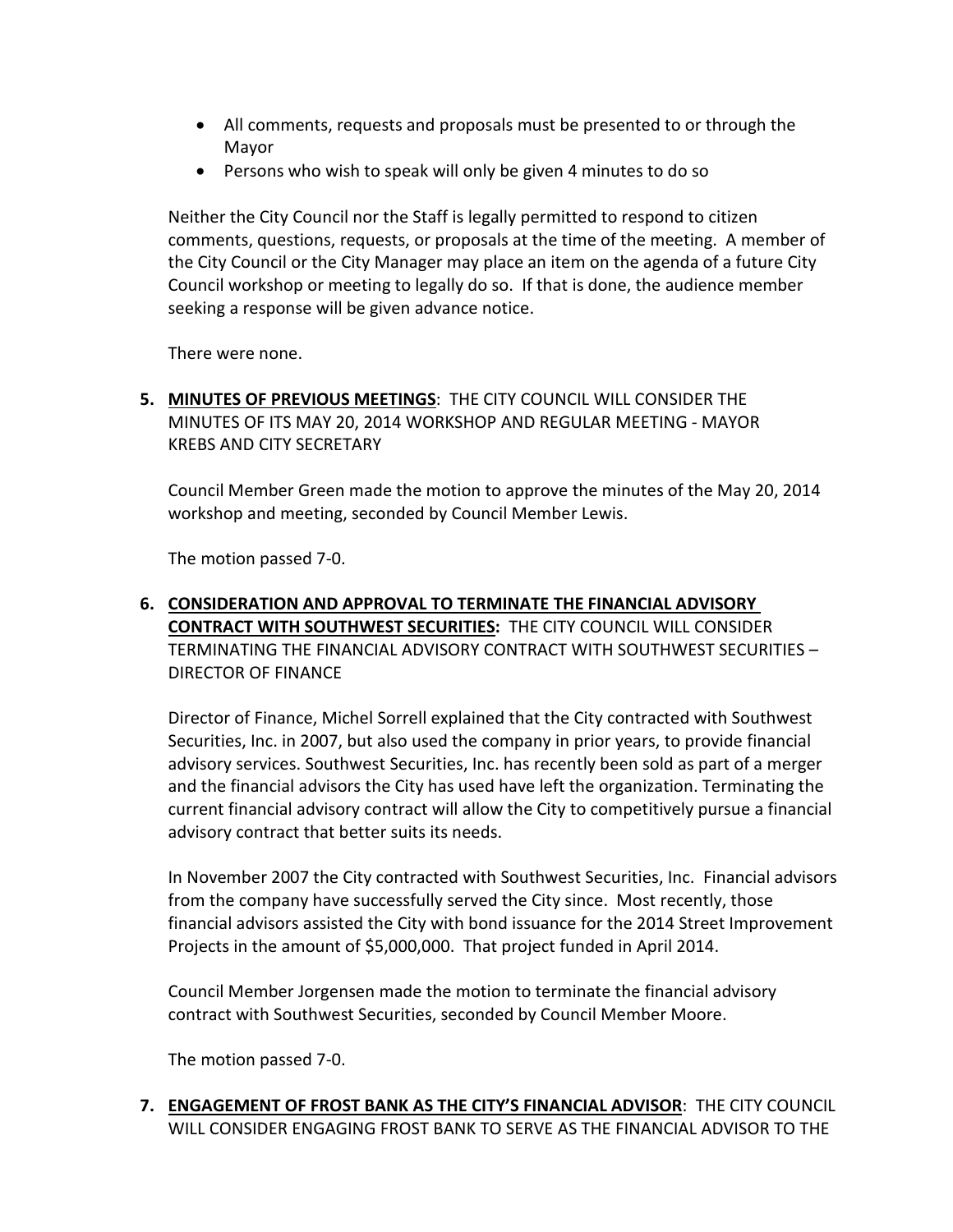- All comments, requests and proposals must be presented to or through the Mayor
- Persons who wish to speak will only be given 4 minutes to do so

Neither the City Council nor the Staff is legally permitted to respond to citizen comments, questions, requests, or proposals at the time of the meeting. A member of the City Council or the City Manager may place an item on the agenda of a future City Council workshop or meeting to legally do so. If that is done, the audience member seeking a response will be given advance notice.

There were none.

**5. MINUTES OF PREVIOUS MEETINGS**: THE CITY COUNCIL WILL CONSIDER THE MINUTES OF ITS MAY 20, 2014 WORKSHOP AND REGULAR MEETING - MAYOR KREBS AND CITY SECRETARY

Council Member Green made the motion to approve the minutes of the May 20, 2014 workshop and meeting, seconded by Council Member Lewis.

The motion passed 7-0.

**6. CONSIDERATION AND APPROVAL TO TERMINATE THE FINANCIAL ADVISORY CONTRACT WITH SOUTHWEST SECURITIES:** THE CITY COUNCIL WILL CONSIDER TERMINATING THE FINANCIAL ADVISORY CONTRACT WITH SOUTHWEST SECURITIES – DIRECTOR OF FINANCE

Director of Finance, Michel Sorrell explained that the City contracted with Southwest Securities, Inc. in 2007, but also used the company in prior years, to provide financial advisory services. Southwest Securities, Inc. has recently been sold as part of a merger and the financial advisors the City has used have left the organization. Terminating the current financial advisory contract will allow the City to competitively pursue a financial advisory contract that better suits its needs.

In November 2007 the City contracted with Southwest Securities, Inc. Financial advisors from the company have successfully served the City since. Most recently, those financial advisors assisted the City with bond issuance for the 2014 Street Improvement Projects in the amount of $5,000,000. That project funded in April 2014.

Council Member Jorgensen made the motion to terminate the financial advisory contract with Southwest Securities, seconded by Council Member Moore.

The motion passed 7-0.

**7. ENGAGEMENT OF FROST BANK AS THE CITY'S FINANCIAL ADVISOR**: THE CITY COUNCIL WILL CONSIDER ENGAGING FROST BANK TO SERVE AS THE FINANCIAL ADVISOR TO THE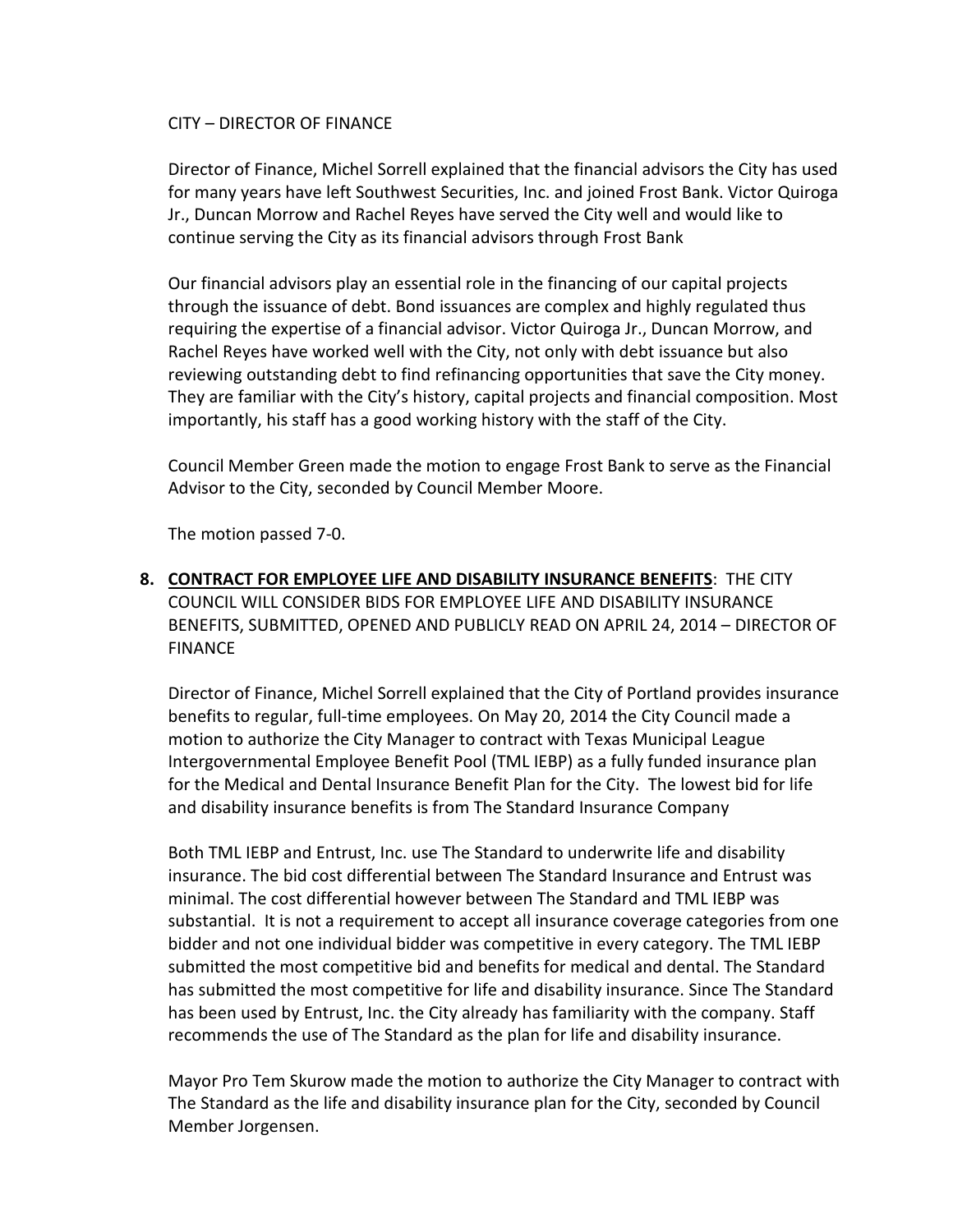CITY – DIRECTOR OF FINANCE

Director of Finance, Michel Sorrell explained that the financial advisors the City has used for many years have left Southwest Securities, Inc. and joined Frost Bank. Victor Quiroga Jr., Duncan Morrow and Rachel Reyes have served the City well and would like to continue serving the City as its financial advisors through Frost Bank

Our financial advisors play an essential role in the financing of our capital projects through the issuance of debt. Bond issuances are complex and highly regulated thus requiring the expertise of a financial advisor. Victor Quiroga Jr., Duncan Morrow, and Rachel Reyes have worked well with the City, not only with debt issuance but also reviewing outstanding debt to find refinancing opportunities that save the City money. They are familiar with the City's history, capital projects and financial composition. Most importantly, his staff has a good working history with the staff of the City.

Council Member Green made the motion to engage Frost Bank to serve as the Financial Advisor to the City, seconded by Council Member Moore.

The motion passed 7-0.

**8. <u>CONTRACT FOR EMPLOYEE LIFE AND DISABILITY INSURANCE BENEFITS</u>**: THE CITY COUNCIL WILL CONSIDER BIDS FOR EMPLOYEE LIFE AND DISABILITY INSURANCE BENEFITS, SUBMITTED, OPENED AND PUBLICLY READ ON APRIL 24, 2014 – DIRECTOR OF FINANCE

Director of Finance, Michel Sorrell explained that the City of Portland provides insurance benefits to regular, full-time employees. On May 20, 2014 the City Council made a motion to authorize the City Manager to contract with Texas Municipal League Intergovernmental Employee Benefit Pool (TML IEBP) as a fully funded insurance plan for the Medical and Dental Insurance Benefit Plan for the City. The lowest bid for life and disability insurance benefits is from The Standard Insurance Company

Both TML IEBP and Entrust, Inc. use The Standard to underwrite life and disability insurance. The bid cost differential between The Standard Insurance and Entrust was minimal. The cost differential however between The Standard and TML IEBP was substantial. It is not a requirement to accept all insurance coverage categories from one bidder and not one individual bidder was competitive in every category. The TML IEBP submitted the most competitive bid and benefits for medical and dental. The Standard has submitted the most competitive for life and disability insurance. Since The Standard has been used by Entrust, Inc. the City already has familiarity with the company. Staff recommends the use of The Standard as the plan for life and disability insurance.

Mayor Pro Tem Skurow made the motion to authorize the City Manager to contract with The Standard as the life and disability insurance plan for the City, seconded by Council Member Jorgensen.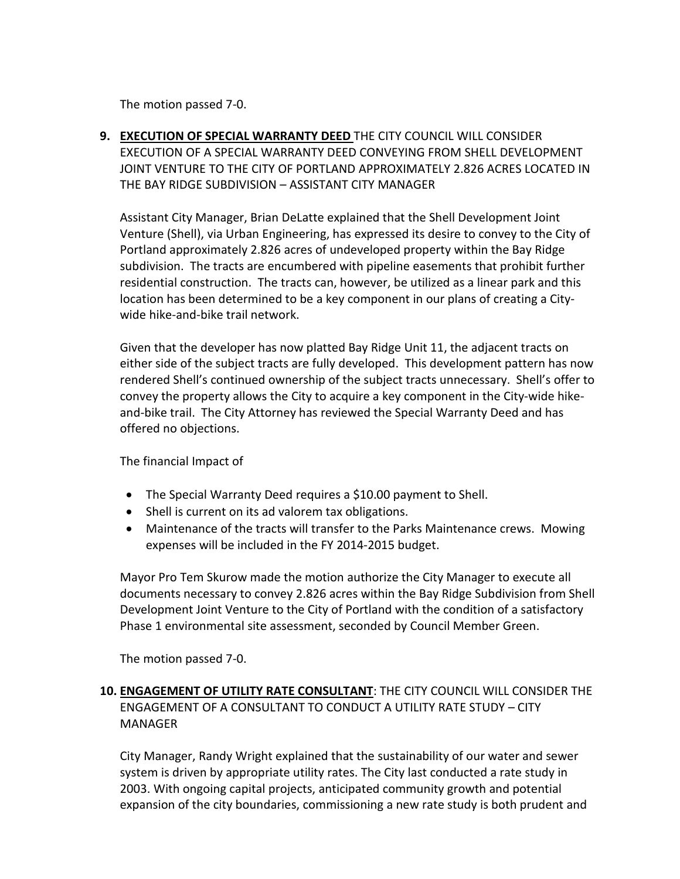The motion passed 7-0.

9. **EXECUTION OF SPECIAL WARRANTY DEED** THE CITY COUNCIL WILL CONSIDER EXECUTION OF A SPECIAL WARRANTY DEED CONVEYING FROM SHELL DEVELOPMENT JOINT VENTURE TO THE CITY OF PORTLAND APPROXIMATELY 2.826 ACRES LOCATED IN THE BAY RIDGE SUBDIVISION – ASSISTANT CITY MANAGER

   Assistant City Manager, Brian DeLatte explained that the Shell Development Joint Venture (Shell), via Urban Engineering, has expressed its desire to convey to the City of Portland approximately 2.826 acres of undeveloped property within the Bay Ridge subdivision. The tracts are encumbered with pipeline easements that prohibit further residential construction. The tracts can, however, be utilized as a linear park and this location has been determined to be a key component in our plans of creating a City-wide hike-and-bike trail network.

   Given that the developer has now platted Bay Ridge Unit 11, the adjacent tracts on either side of the subject tracts are fully developed. This development pattern has now rendered Shell's continued ownership of the subject tracts unnecessary. Shell's offer to convey the property allows the City to acquire a key component in the City-wide hike-and-bike trail. The City Attorney has reviewed the Special Warranty Deed and has offered no objections.

   The financial Impact of

   - The Special Warranty Deed requires a $10.00 payment to Shell.
   - Shell is current on its ad valorem tax obligations.
   - Maintenance of the tracts will transfer to the Parks Maintenance crews. Mowing expenses will be included in the FY 2014-2015 budget.

   Mayor Pro Tem Skurow made the motion authorize the City Manager to execute all documents necessary to convey 2.826 acres within the Bay Ridge Subdivision from Shell Development Joint Venture to the City of Portland with the condition of a satisfactory Phase 1 environmental site assessment, seconded by Council Member Green.

   The motion passed 7-0.

10. **ENGAGEMENT OF UTILITY RATE CONSULTANT**: THE CITY COUNCIL WILL CONSIDER THE ENGAGEMENT OF A CONSULTANT TO CONDUCT A UTILITY RATE STUDY – CITY MANAGER

    City Manager, Randy Wright explained that the sustainability of our water and sewer system is driven by appropriate utility rates. The City last conducted a rate study in 2003. With ongoing capital projects, anticipated community growth and potential expansion of the city boundaries, commissioning a new rate study is both prudent and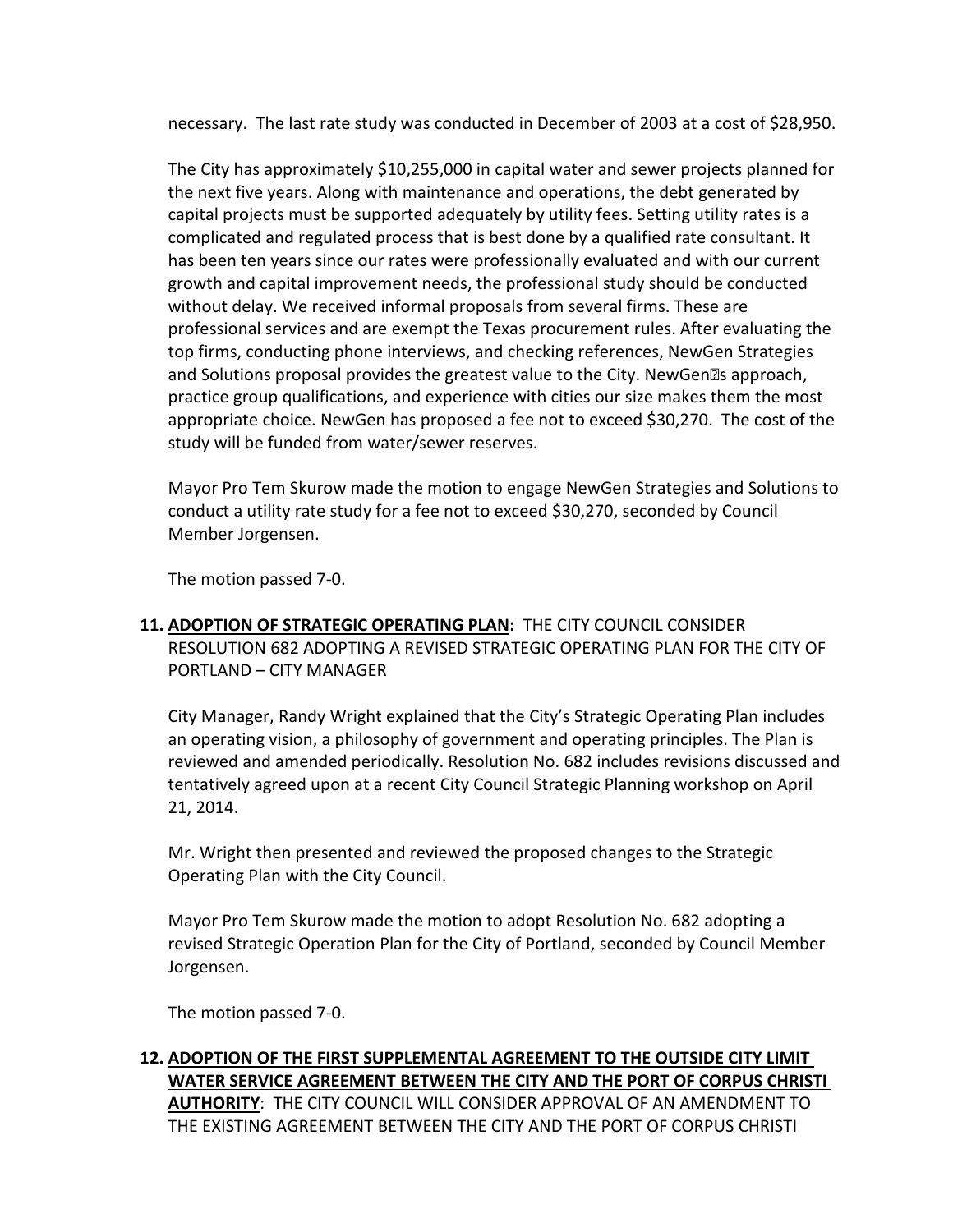necessary. The last rate study was conducted in December of 2003 at a cost of $28,950.

The City has approximately $10,255,000 in capital water and sewer projects planned for the next five years. Along with maintenance and operations, the debt generated by capital projects must be supported adequately by utility fees. Setting utility rates is a complicated and regulated process that is best done by a qualified rate consultant. It has been ten years since our rates were professionally evaluated and with our current growth and capital improvement needs, the professional study should be conducted without delay. We received informal proposals from several firms. These are professional services and are exempt the Texas procurement rules. After evaluating the top firms, conducting phone interviews, and checking references, NewGen Strategies and Solutions proposal provides the greatest value to the City. NewGen's approach, practice group qualifications, and experience with cities our size makes them the most appropriate choice. NewGen has proposed a fee not to exceed $30,270. The cost of the study will be funded from water/sewer reserves.

Mayor Pro Tem Skurow made the motion to engage NewGen Strategies and Solutions to conduct a utility rate study for a fee not to exceed $30,270, seconded by Council Member Jorgensen.

The motion passed 7-0.

**11. <u>ADOPTION OF STRATEGIC OPERATING PLAN</u>:** THE CITY COUNCIL CONSIDER RESOLUTION 682 ADOPTING A REVISED STRATEGIC OPERATING PLAN FOR THE CITY OF PORTLAND – CITY MANAGER

City Manager, Randy Wright explained that the City's Strategic Operating Plan includes an operating vision, a philosophy of government and operating principles. The Plan is reviewed and amended periodically. Resolution No. 682 includes revisions discussed and tentatively agreed upon at a recent City Council Strategic Planning workshop on April 21, 2014.

Mr. Wright then presented and reviewed the proposed changes to the Strategic Operating Plan with the City Council.

Mayor Pro Tem Skurow made the motion to adopt Resolution No. 682 adopting a revised Strategic Operation Plan for the City of Portland, seconded by Council Member Jorgensen.

The motion passed 7-0.

**12. <u>ADOPTION OF THE FIRST SUPPLEMENTAL AGREEMENT TO THE OUTSIDE CITY LIMIT WATER SERVICE AGREEMENT BETWEEN THE CITY AND THE PORT OF CORPUS CHRISTI AUTHORITY</u>**: THE CITY COUNCIL WILL CONSIDER APPROVAL OF AN AMENDMENT TO THE EXISTING AGREEMENT BETWEEN THE CITY AND THE PORT OF CORPUS CHRISTI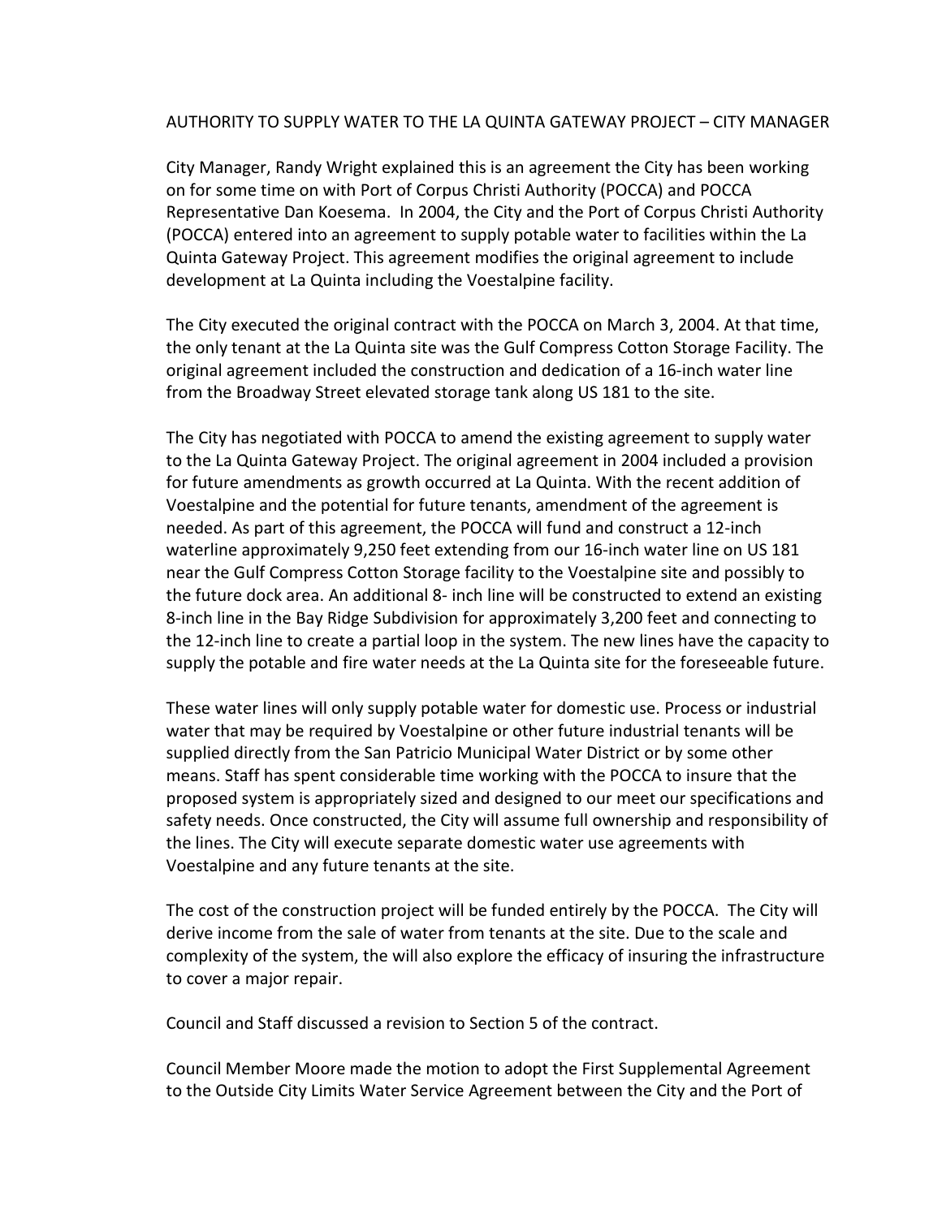AUTHORITY TO SUPPLY WATER TO THE LA QUINTA GATEWAY PROJECT – CITY MANAGER

City Manager, Randy Wright explained this is an agreement the City has been working on for some time on with Port of Corpus Christi Authority (POCCA) and POCCA Representative Dan Koesema. In 2004, the City and the Port of Corpus Christi Authority (POCCA) entered into an agreement to supply potable water to facilities within the La Quinta Gateway Project. This agreement modifies the original agreement to include development at La Quinta including the Voestalpine facility.

The City executed the original contract with the POCCA on March 3, 2004. At that time, the only tenant at the La Quinta site was the Gulf Compress Cotton Storage Facility. The original agreement included the construction and dedication of a 16-inch water line from the Broadway Street elevated storage tank along US 181 to the site.

The City has negotiated with POCCA to amend the existing agreement to supply water to the La Quinta Gateway Project. The original agreement in 2004 included a provision for future amendments as growth occurred at La Quinta. With the recent addition of Voestalpine and the potential for future tenants, amendment of the agreement is needed. As part of this agreement, the POCCA will fund and construct a 12-inch waterline approximately 9,250 feet extending from our 16-inch water line on US 181 near the Gulf Compress Cotton Storage facility to the Voestalpine site and possibly to the future dock area. An additional 8- inch line will be constructed to extend an existing 8-inch line in the Bay Ridge Subdivision for approximately 3,200 feet and connecting to the 12-inch line to create a partial loop in the system. The new lines have the capacity to supply the potable and fire water needs at the La Quinta site for the foreseeable future.

These water lines will only supply potable water for domestic use. Process or industrial water that may be required by Voestalpine or other future industrial tenants will be supplied directly from the San Patricio Municipal Water District or by some other means. Staff has spent considerable time working with the POCCA to insure that the proposed system is appropriately sized and designed to our meet our specifications and safety needs. Once constructed, the City will assume full ownership and responsibility of the lines. The City will execute separate domestic water use agreements with Voestalpine and any future tenants at the site.

The cost of the construction project will be funded entirely by the POCCA. The City will derive income from the sale of water from tenants at the site. Due to the scale and complexity of the system, the will also explore the efficacy of insuring the infrastructure to cover a major repair.

Council and Staff discussed a revision to Section 5 of the contract.

Council Member Moore made the motion to adopt the First Supplemental Agreement to the Outside City Limits Water Service Agreement between the City and the Port of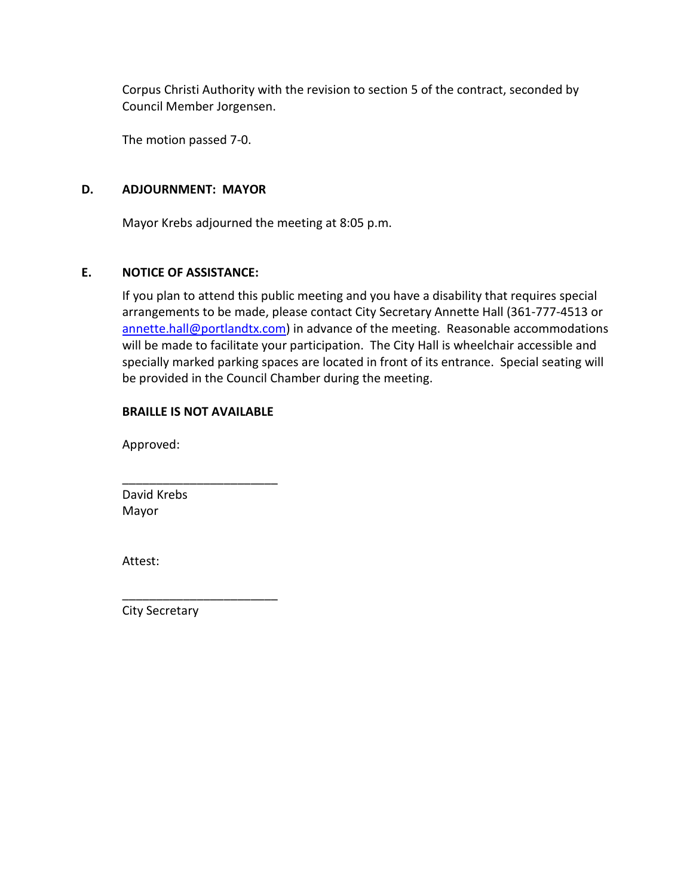Corpus Christi Authority with the revision to section 5 of the contract, seconded by Council Member Jorgensen.

The motion passed 7-0.

**D. ADJOURNMENT: MAYOR**

Mayor Krebs adjourned the meeting at 8:05 p.m.

**E. NOTICE OF ASSISTANCE:**

If you plan to attend this public meeting and you have a disability that requires special arrangements to be made, please contact City Secretary Annette Hall (361-777-4513 or annette.hall@portlandtx.com) in advance of the meeting. Reasonable accommodations will be made to facilitate your participation. The City Hall is wheelchair accessible and specially marked parking spaces are located in front of its entrance. Special seating will be provided in the Council Chamber during the meeting.

**BRAILLE IS NOT AVAILABLE**

Approved:

_______________________
David Krebs
Mayor

Attest:

_______________________
City Secretary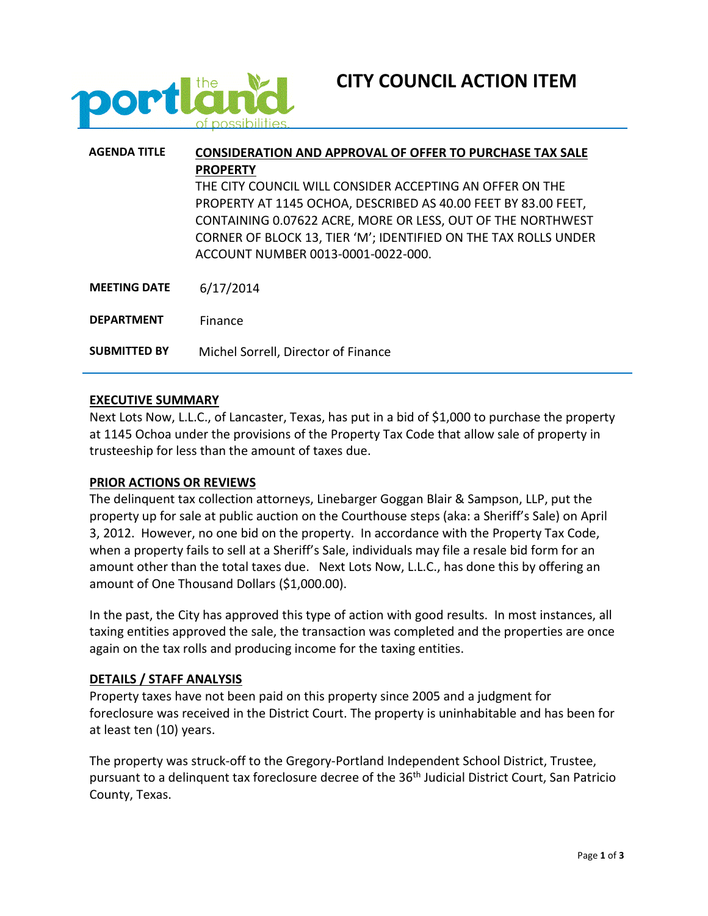# CITY COUNCIL ACTION ITEM

| | |
|---|---|
| **AGENDA TITLE** | **CONSIDERATION AND APPROVAL OF OFFER TO PURCHASE TAX SALE PROPERTY**<br>THE CITY COUNCIL WILL CONSIDER ACCEPTING AN OFFER ON THE PROPERTY AT 1145 OCHOA, DESCRIBED AS 40.00 FEET BY 83.00 FEET, CONTAINING 0.07622 ACRE, MORE OR LESS, OUT OF THE NORTHWEST CORNER OF BLOCK 13, TIER 'M'; IDENTIFIED ON THE TAX ROLLS UNDER ACCOUNT NUMBER 0013-0001-0022-000. |
| **MEETING DATE** | 6/17/2014 |
| **DEPARTMENT** | Finance |
| **SUBMITTED BY** | Michel Sorrell, Director of Finance |

## EXECUTIVE SUMMARY

Next Lots Now, L.L.C., of Lancaster, Texas, has put in a bid of $1,000 to purchase the property at 1145 Ochoa under the provisions of the Property Tax Code that allow sale of property in trusteeship for less than the amount of taxes due.

## PRIOR ACTIONS OR REVIEWS

The delinquent tax collection attorneys, Linebarger Goggan Blair & Sampson, LLP, put the property up for sale at public auction on the Courthouse steps (aka: a Sheriff's Sale) on April 3, 2012. However, no one bid on the property. In accordance with the Property Tax Code, when a property fails to sell at a Sheriff's Sale, individuals may file a resale bid form for an amount other than the total taxes due. Next Lots Now, L.L.C., has done this by offering an amount of One Thousand Dollars ($1,000.00).

In the past, the City has approved this type of action with good results. In most instances, all taxing entities approved the sale, the transaction was completed and the properties are once again on the tax rolls and producing income for the taxing entities.

## DETAILS / STAFF ANALYSIS

Property taxes have not been paid on this property since 2005 and a judgment for foreclosure was received in the District Court. The property is uninhabitable and has been for at least ten (10) years.

The property was struck-off to the Gregory-Portland Independent School District, Trustee, pursuant to a delinquent tax foreclosure decree of the 36th Judicial District Court, San Patricio County, Texas.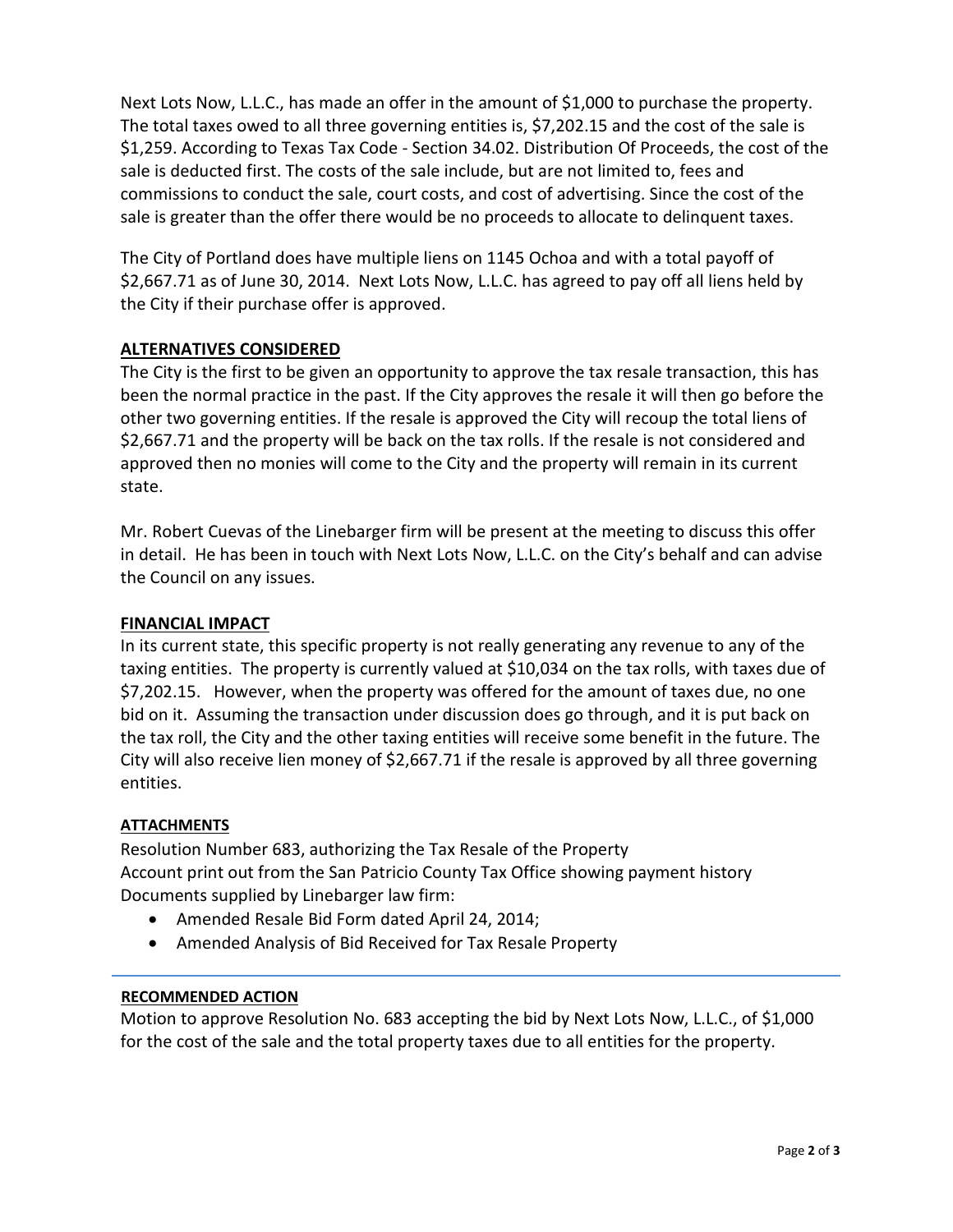Next Lots Now, L.L.C., has made an offer in the amount of $1,000 to purchase the property. The total taxes owed to all three governing entities is, $7,202.15 and the cost of the sale is $1,259. According to Texas Tax Code - Section 34.02. Distribution Of Proceeds, the cost of the sale is deducted first. The costs of the sale include, but are not limited to, fees and commissions to conduct the sale, court costs, and cost of advertising. Since the cost of the sale is greater than the offer there would be no proceeds to allocate to delinquent taxes.

The City of Portland does have multiple liens on 1145 Ochoa and with a total payoff of $2,667.71 as of June 30, 2014. Next Lots Now, L.L.C. has agreed to pay off all liens held by the City if their purchase offer is approved.

## ALTERNATIVES CONSIDERED

The City is the first to be given an opportunity to approve the tax resale transaction, this has been the normal practice in the past. If the City approves the resale it will then go before the other two governing entities. If the resale is approved the City will recoup the total liens of $2,667.71 and the property will be back on the tax rolls. If the resale is not considered and approved then no monies will come to the City and the property will remain in its current state.

Mr. Robert Cuevas of the Linebarger firm will be present at the meeting to discuss this offer in detail. He has been in touch with Next Lots Now, L.L.C. on the City's behalf and can advise the Council on any issues.

## FINANCIAL IMPACT

In its current state, this specific property is not really generating any revenue to any of the taxing entities. The property is currently valued at $10,034 on the tax rolls, with taxes due of $7,202.15. However, when the property was offered for the amount of taxes due, no one bid on it. Assuming the transaction under discussion does go through, and it is put back on the tax roll, the City and the other taxing entities will receive some benefit in the future. The City will also receive lien money of $2,667.71 if the resale is approved by all three governing entities.

## ATTACHMENTS

Resolution Number 683, authorizing the Tax Resale of the Property
Account print out from the San Patricio County Tax Office showing payment history
Documents supplied by Linebarger law firm:

- Amended Resale Bid Form dated April 24, 2014;
- Amended Analysis of Bid Received for Tax Resale Property

---

## RECOMMENDED ACTION

Motion to approve Resolution No. 683 accepting the bid by Next Lots Now, L.L.C., of $1,000 for the cost of the sale and the total property taxes due to all entities for the property.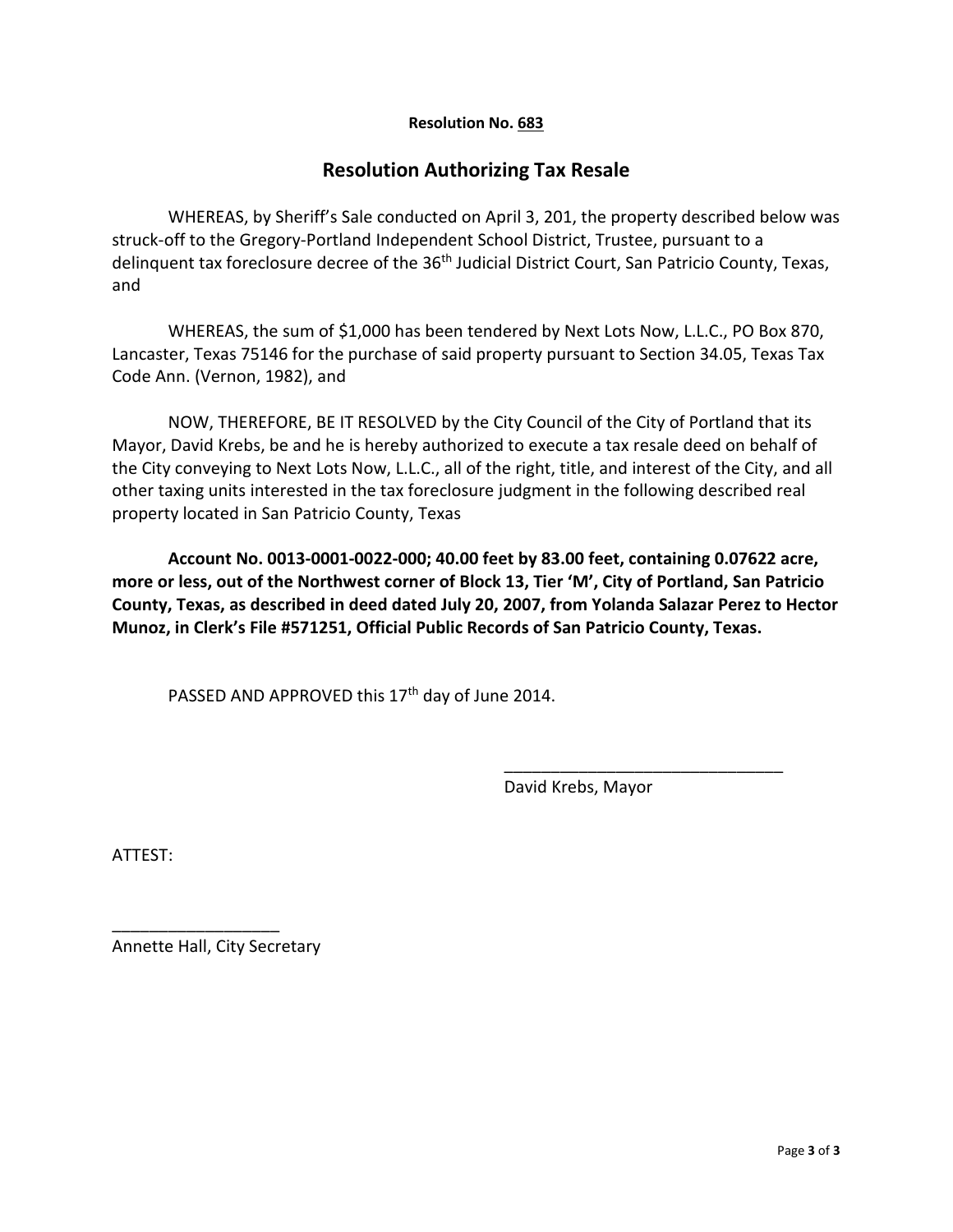**Resolution No. 683**

## Resolution Authorizing Tax Resale

WHEREAS, by Sheriff's Sale conducted on April 3, 201, the property described below was struck-off to the Gregory-Portland Independent School District, Trustee, pursuant to a delinquent tax foreclosure decree of the 36th Judicial District Court, San Patricio County, Texas, and

WHEREAS, the sum of $1,000 has been tendered by Next Lots Now, L.L.C., PO Box 870, Lancaster, Texas 75146 for the purchase of said property pursuant to Section 34.05, Texas Tax Code Ann. (Vernon, 1982), and

NOW, THEREFORE, BE IT RESOLVED by the City Council of the City of Portland that its Mayor, David Krebs, be and he is hereby authorized to execute a tax resale deed on behalf of the City conveying to Next Lots Now, L.L.C., all of the right, title, and interest of the City, and all other taxing units interested in the tax foreclosure judgment in the following described real property located in San Patricio County, Texas

**Account No. 0013-0001-0022-000; 40.00 feet by 83.00 feet, containing 0.07622 acre, more or less, out of the Northwest corner of Block 13, Tier 'M', City of Portland, San Patricio County, Texas, as described in deed dated July 20, 2007, from Yolanda Salazar Perez to Hector Munoz, in Clerk's File #571251, Official Public Records of San Patricio County, Texas.**

PASSED AND APPROVED this 17th day of June 2014.

_______________________________
David Krebs, Mayor

ATTEST:

__________________
Annette Hall, City Secretary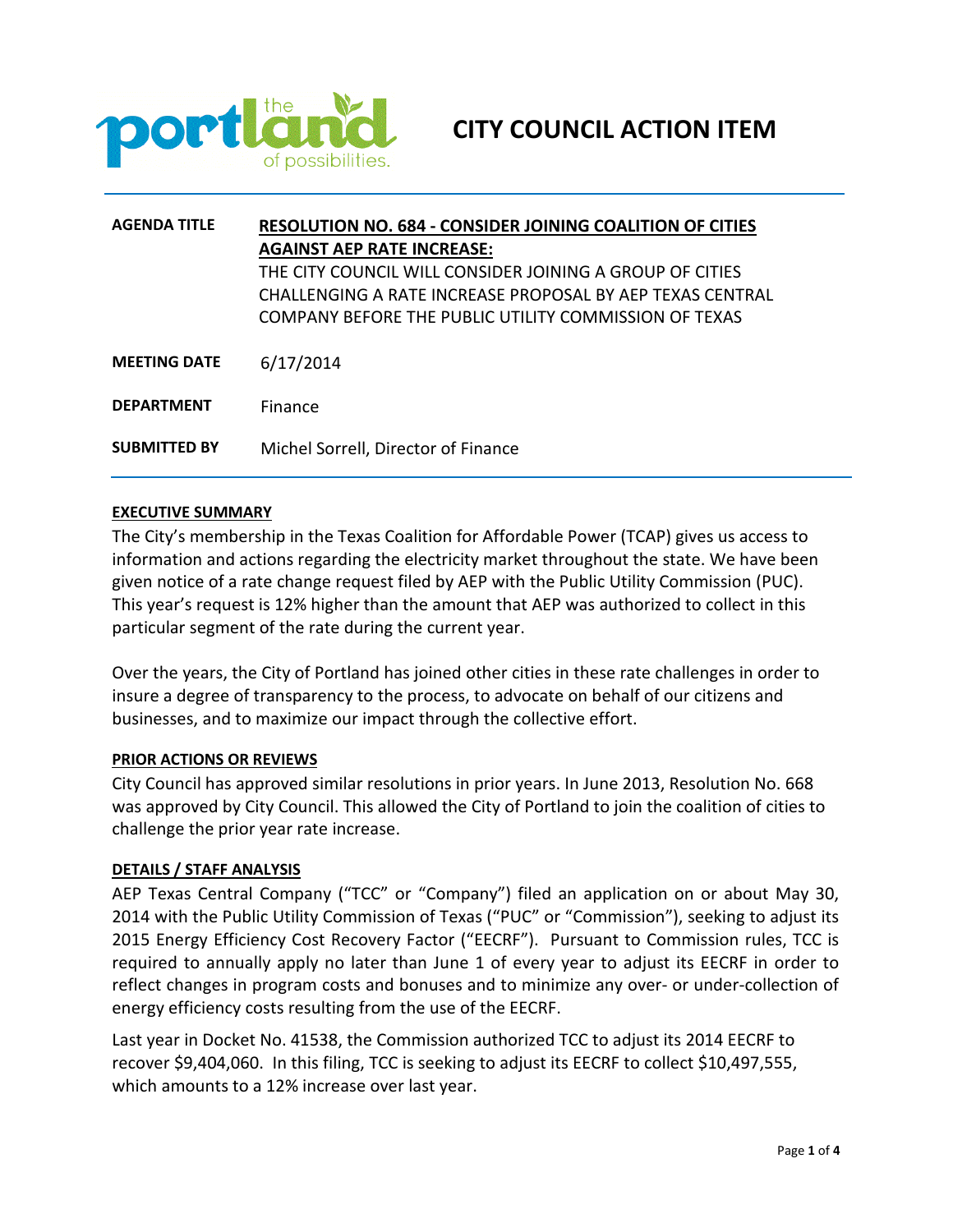# CITY COUNCIL ACTION ITEM

| | |
|---|---|
| **AGENDA TITLE** | **RESOLUTION NO. 684 - CONSIDER JOINING COALITION OF CITIES AGAINST AEP RATE INCREASE:** THE CITY COUNCIL WILL CONSIDER JOINING A GROUP OF CITIES CHALLENGING A RATE INCREASE PROPOSAL BY AEP TEXAS CENTRAL COMPANY BEFORE THE PUBLIC UTILITY COMMISSION OF TEXAS |
| **MEETING DATE** | 6/17/2014 |
| **DEPARTMENT** | Finance |
| **SUBMITTED BY** | Michel Sorrell, Director of Finance |

## EXECUTIVE SUMMARY

The City's membership in the Texas Coalition for Affordable Power (TCAP) gives us access to information and actions regarding the electricity market throughout the state. We have been given notice of a rate change request filed by AEP with the Public Utility Commission (PUC). This year's request is 12% higher than the amount that AEP was authorized to collect in this particular segment of the rate during the current year.

Over the years, the City of Portland has joined other cities in these rate challenges in order to insure a degree of transparency to the process, to advocate on behalf of our citizens and businesses, and to maximize our impact through the collective effort.

## PRIOR ACTIONS OR REVIEWS

City Council has approved similar resolutions in prior years. In June 2013, Resolution No. 668 was approved by City Council. This allowed the City of Portland to join the coalition of cities to challenge the prior year rate increase.

## DETAILS / STAFF ANALYSIS

AEP Texas Central Company ("TCC" or "Company") filed an application on or about May 30, 2014 with the Public Utility Commission of Texas ("PUC" or "Commission"), seeking to adjust its 2015 Energy Efficiency Cost Recovery Factor ("EECRF"). Pursuant to Commission rules, TCC is required to annually apply no later than June 1 of every year to adjust its EECRF in order to reflect changes in program costs and bonuses and to minimize any over- or under-collection of energy efficiency costs resulting from the use of the EECRF.

Last year in Docket No. 41538, the Commission authorized TCC to adjust its 2014 EECRF to recover $9,404,060. In this filing, TCC is seeking to adjust its EECRF to collect $10,497,555, which amounts to a 12% increase over last year.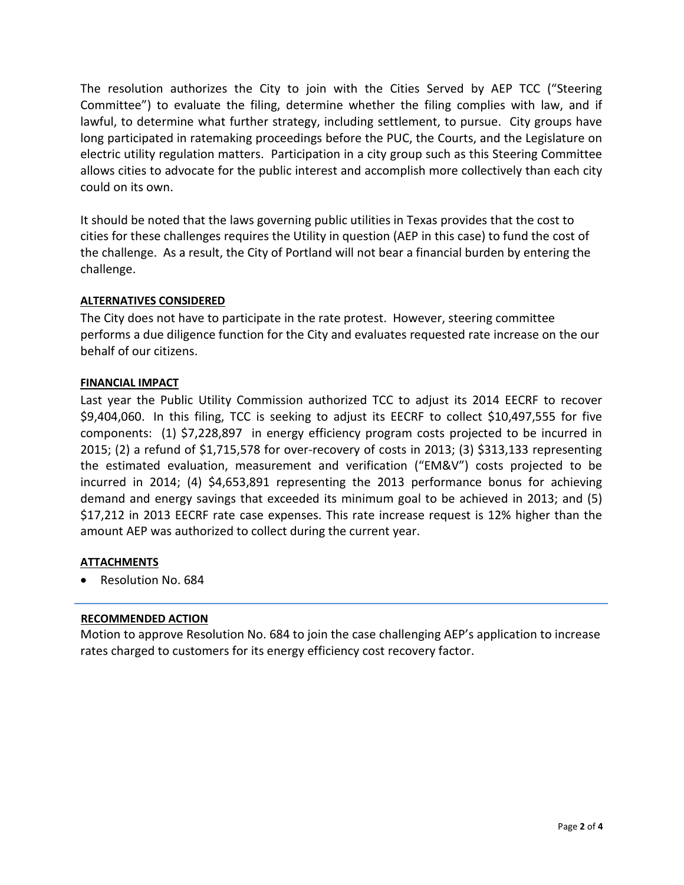The resolution authorizes the City to join with the Cities Served by AEP TCC ("Steering Committee") to evaluate the filing, determine whether the filing complies with law, and if lawful, to determine what further strategy, including settlement, to pursue. City groups have long participated in ratemaking proceedings before the PUC, the Courts, and the Legislature on electric utility regulation matters. Participation in a city group such as this Steering Committee allows cities to advocate for the public interest and accomplish more collectively than each city could on its own.

It should be noted that the laws governing public utilities in Texas provides that the cost to cities for these challenges requires the Utility in question (AEP in this case) to fund the cost of the challenge. As a result, the City of Portland will not bear a financial burden by entering the challenge.

**ALTERNATIVES CONSIDERED**

The City does not have to participate in the rate protest. However, steering committee performs a due diligence function for the City and evaluates requested rate increase on the our behalf of our citizens.

**FINANCIAL IMPACT**

Last year the Public Utility Commission authorized TCC to adjust its 2014 EECRF to recover $9,404,060. In this filing, TCC is seeking to adjust its EECRF to collect $10,497,555 for five components: (1) $7,228,897 in energy efficiency program costs projected to be incurred in 2015; (2) a refund of $1,715,578 for over-recovery of costs in 2013; (3) $313,133 representing the estimated evaluation, measurement and verification ("EM&V") costs projected to be incurred in 2014; (4) $4,653,891 representing the 2013 performance bonus for achieving demand and energy savings that exceeded its minimum goal to be achieved in 2013; and (5) $17,212 in 2013 EECRF rate case expenses. This rate increase request is 12% higher than the amount AEP was authorized to collect during the current year.

**ATTACHMENTS**

- Resolution No. 684

**RECOMMENDED ACTION**

Motion to approve Resolution No. 684 to join the case challenging AEP's application to increase rates charged to customers for its energy efficiency cost recovery factor.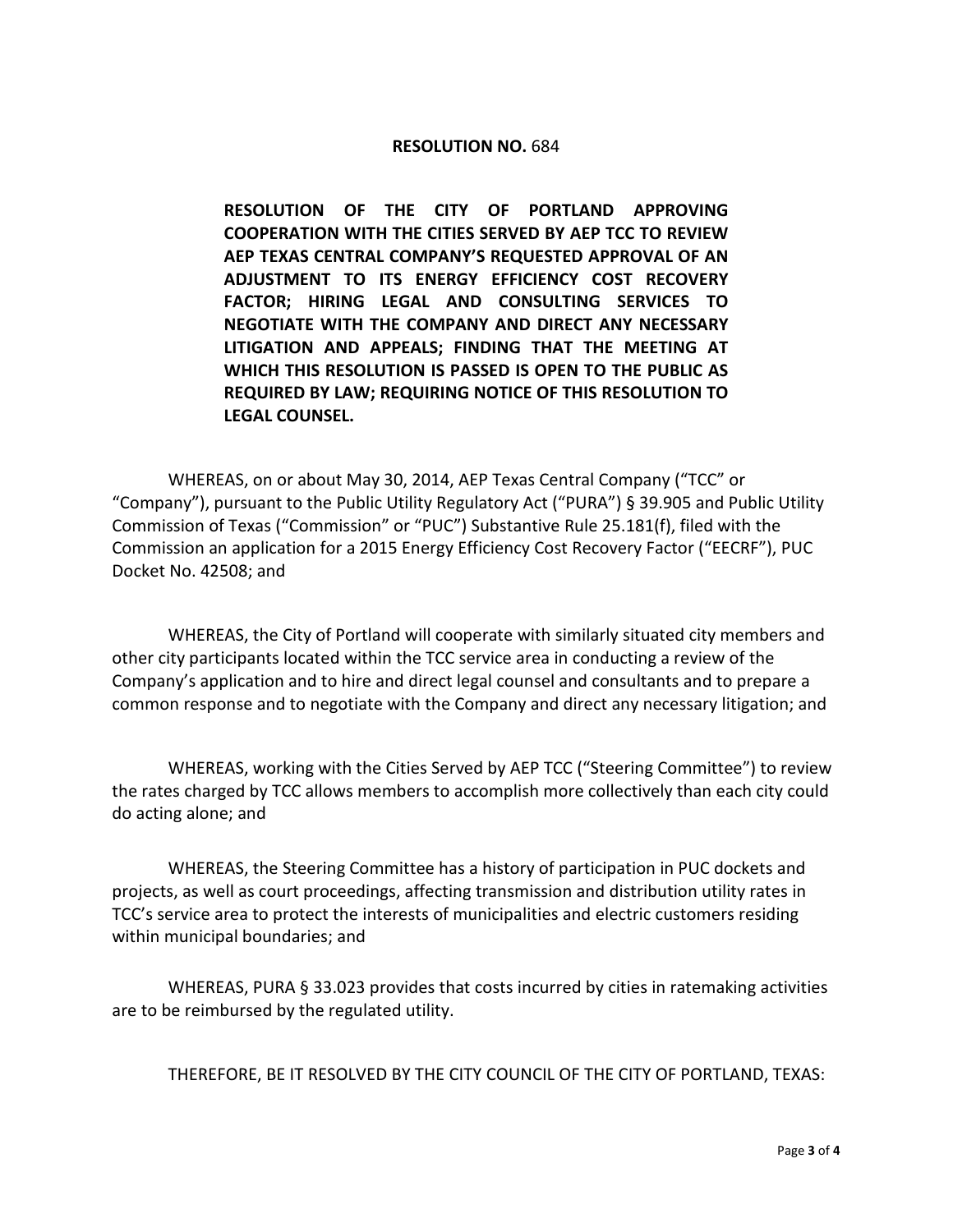**RESOLUTION NO.** 684

**RESOLUTION OF THE CITY OF PORTLAND APPROVING COOPERATION WITH THE CITIES SERVED BY AEP TCC TO REVIEW AEP TEXAS CENTRAL COMPANY'S REQUESTED APPROVAL OF AN ADJUSTMENT TO ITS ENERGY EFFICIENCY COST RECOVERY FACTOR; HIRING LEGAL AND CONSULTING SERVICES TO NEGOTIATE WITH THE COMPANY AND DIRECT ANY NECESSARY LITIGATION AND APPEALS; FINDING THAT THE MEETING AT WHICH THIS RESOLUTION IS PASSED IS OPEN TO THE PUBLIC AS REQUIRED BY LAW; REQUIRING NOTICE OF THIS RESOLUTION TO LEGAL COUNSEL.**

WHEREAS, on or about May 30, 2014, AEP Texas Central Company ("TCC" or "Company"), pursuant to the Public Utility Regulatory Act ("PURA") § 39.905 and Public Utility Commission of Texas ("Commission" or "PUC") Substantive Rule 25.181(f), filed with the Commission an application for a 2015 Energy Efficiency Cost Recovery Factor ("EECRF"), PUC Docket No. 42508; and

WHEREAS, the City of Portland will cooperate with similarly situated city members and other city participants located within the TCC service area in conducting a review of the Company's application and to hire and direct legal counsel and consultants and to prepare a common response and to negotiate with the Company and direct any necessary litigation; and

WHEREAS, working with the Cities Served by AEP TCC ("Steering Committee") to review the rates charged by TCC allows members to accomplish more collectively than each city could do acting alone; and

WHEREAS, the Steering Committee has a history of participation in PUC dockets and projects, as well as court proceedings, affecting transmission and distribution utility rates in TCC's service area to protect the interests of municipalities and electric customers residing within municipal boundaries; and

WHEREAS, PURA § 33.023 provides that costs incurred by cities in ratemaking activities are to be reimbursed by the regulated utility.

THEREFORE, BE IT RESOLVED BY THE CITY COUNCIL OF THE CITY OF PORTLAND, TEXAS: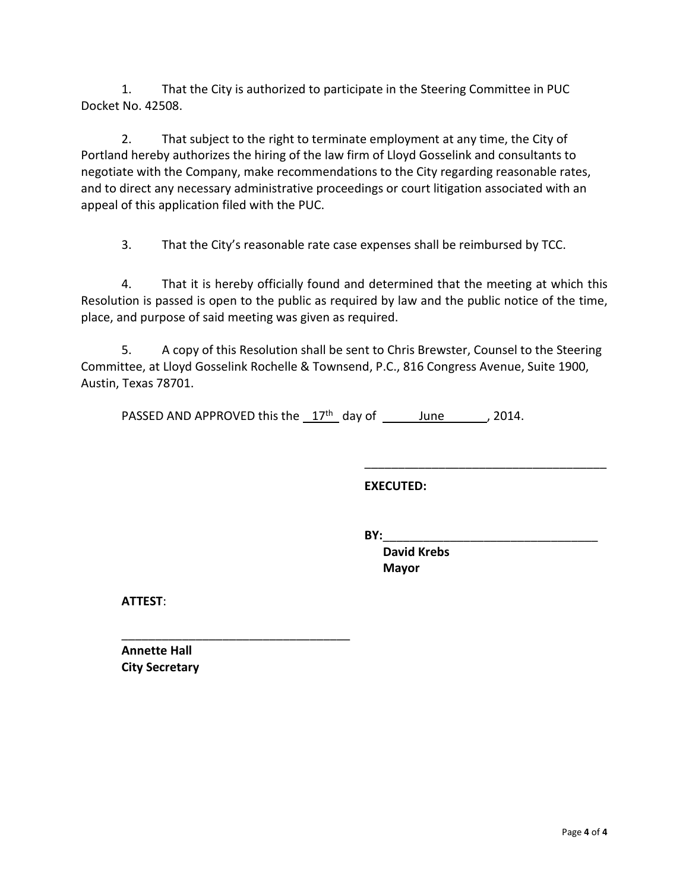1. That the City is authorized to participate in the Steering Committee in PUC Docket No. 42508.

2. That subject to the right to terminate employment at any time, the City of Portland hereby authorizes the hiring of the law firm of Lloyd Gosselink and consultants to negotiate with the Company, make recommendations to the City regarding reasonable rates, and to direct any necessary administrative proceedings or court litigation associated with an appeal of this application filed with the PUC.

3. That the City's reasonable rate case expenses shall be reimbursed by TCC.

4. That it is hereby officially found and determined that the meeting at which this Resolution is passed is open to the public as required by law and the public notice of the time, place, and purpose of said meeting was given as required.

5. A copy of this Resolution shall be sent to Chris Brewster, Counsel to the Steering Committee, at Lloyd Gosselink Rochelle & Townsend, P.C., 816 Congress Avenue, Suite 1900, Austin, Texas 78701.

PASSED AND APPROVED this the 17th day of June, 2014.

_____________________________________

**EXECUTED:**

**BY:**_________________________________
**David Krebs**
**Mayor**

**ATTEST**:

___________________________________
**Annette Hall**
**City Secretary**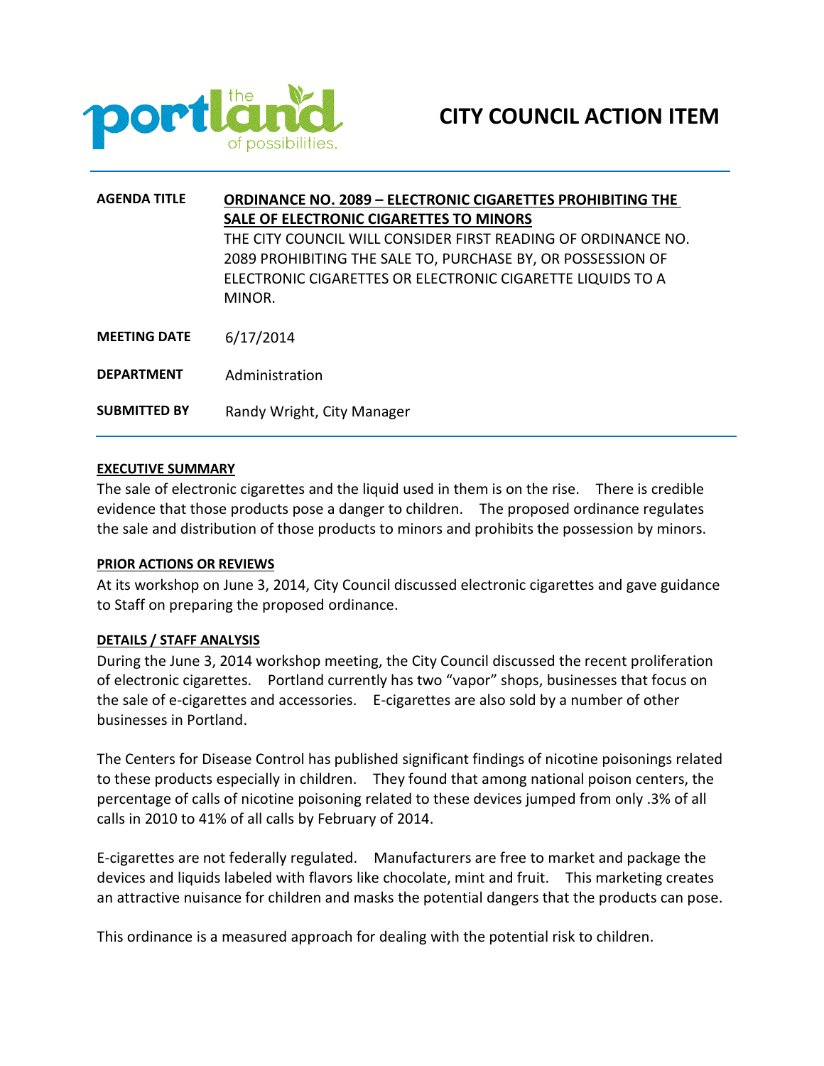# CITY COUNCIL ACTION ITEM

| | |
|---|---|
| **AGENDA TITLE** | **ORDINANCE NO. 2089 – ELECTRONIC CIGARETTES PROHIBITING THE SALE OF ELECTRONIC CIGARETTES TO MINORS**<br>THE CITY COUNCIL WILL CONSIDER FIRST READING OF ORDINANCE NO. 2089 PROHIBITING THE SALE TO, PURCHASE BY, OR POSSESSION OF ELECTRONIC CIGARETTES OR ELECTRONIC CIGARETTE LIQUIDS TO A MINOR. |
| **MEETING DATE** | 6/17/2014 |
| **DEPARTMENT** | Administration |
| **SUBMITTED BY** | Randy Wright, City Manager |

**EXECUTIVE SUMMARY**

The sale of electronic cigarettes and the liquid used in them is on the rise. There is credible evidence that those products pose a danger to children. The proposed ordinance regulates the sale and distribution of those products to minors and prohibits the possession by minors.

**PRIOR ACTIONS OR REVIEWS**

At its workshop on June 3, 2014, City Council discussed electronic cigarettes and gave guidance to Staff on preparing the proposed ordinance.

**DETAILS / STAFF ANALYSIS**

During the June 3, 2014 workshop meeting, the City Council discussed the recent proliferation of electronic cigarettes. Portland currently has two "vapor" shops, businesses that focus on the sale of e-cigarettes and accessories. E-cigarettes are also sold by a number of other businesses in Portland.

The Centers for Disease Control has published significant findings of nicotine poisonings related to these products especially in children. They found that among national poison centers, the percentage of calls of nicotine poisoning related to these devices jumped from only .3% of all calls in 2010 to 41% of all calls by February of 2014.

E-cigarettes are not federally regulated. Manufacturers are free to market and package the devices and liquids labeled with flavors like chocolate, mint and fruit. This marketing creates an attractive nuisance for children and masks the potential dangers that the products can pose.

This ordinance is a measured approach for dealing with the potential risk to children.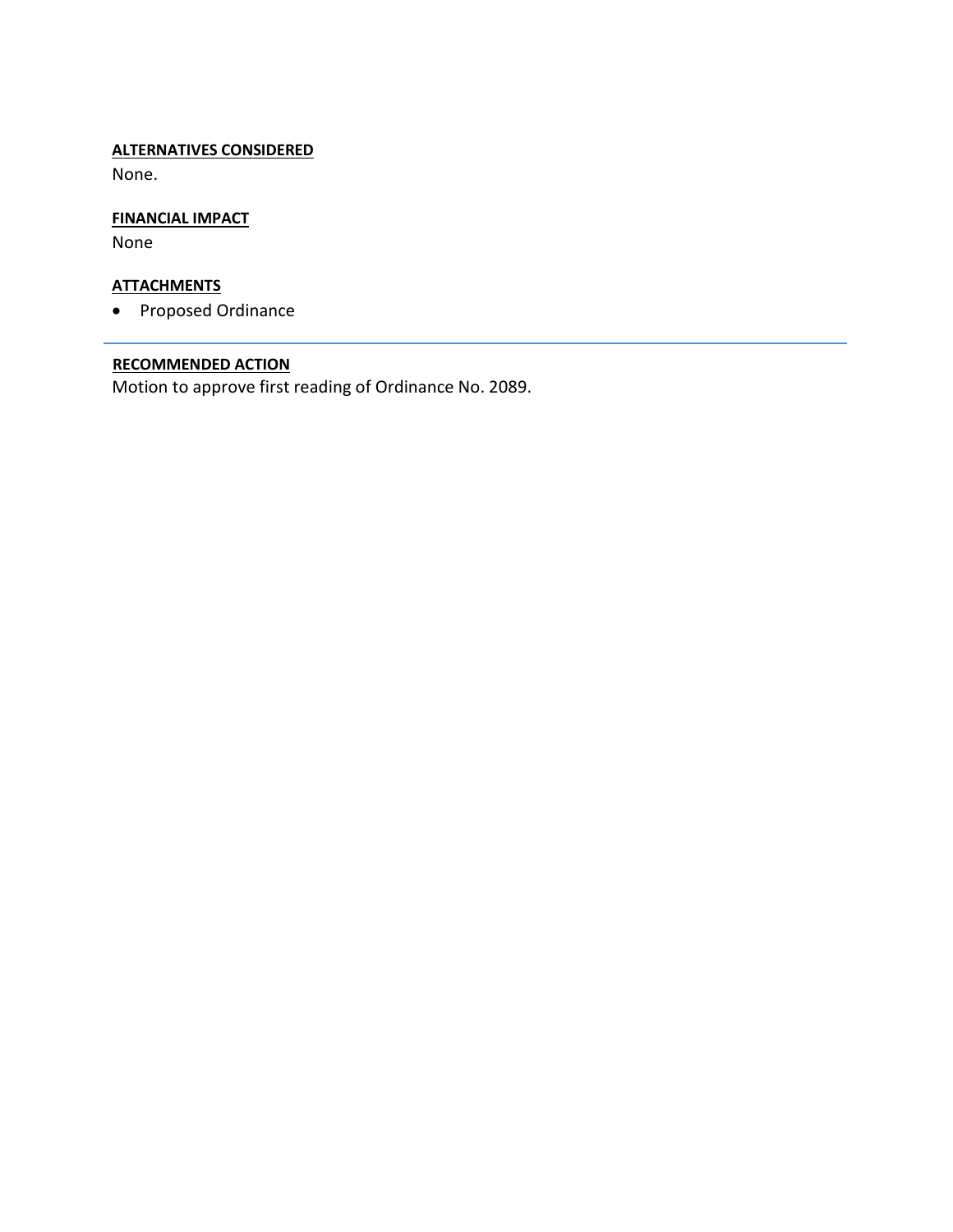**ALTERNATIVES CONSIDERED**

None.

**FINANCIAL IMPACT**

None

**ATTACHMENTS**

- Proposed Ordinance

---

**RECOMMENDED ACTION**

Motion to approve first reading of Ordinance No. 2089.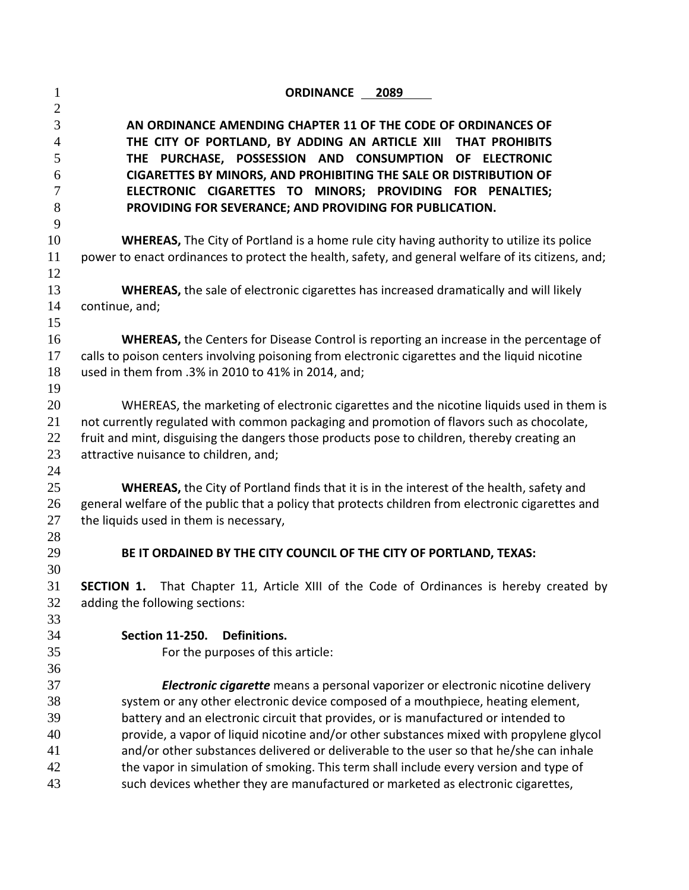**ORDINANCE 2089**

**AN ORDINANCE AMENDING CHAPTER 11 OF THE CODE OF ORDINANCES OF THE CITY OF PORTLAND, BY ADDING AN ARTICLE XIII THAT PROHIBITS THE PURCHASE, POSSESSION AND CONSUMPTION OF ELECTRONIC CIGARETTES BY MINORS, AND PROHIBITING THE SALE OR DISTRIBUTION OF ELECTRONIC CIGARETTES TO MINORS; PROVIDING FOR PENALTIES; PROVIDING FOR SEVERANCE; AND PROVIDING FOR PUBLICATION.**

**WHEREAS,** The City of Portland is a home rule city having authority to utilize its police power to enact ordinances to protect the health, safety, and general welfare of its citizens, and;

**WHEREAS,** the sale of electronic cigarettes has increased dramatically and will likely continue, and;

**WHEREAS,** the Centers for Disease Control is reporting an increase in the percentage of calls to poison centers involving poisoning from electronic cigarettes and the liquid nicotine used in them from .3% in 2010 to 41% in 2014, and;

WHEREAS, the marketing of electronic cigarettes and the nicotine liquids used in them is not currently regulated with common packaging and promotion of flavors such as chocolate, fruit and mint, disguising the dangers those products pose to children, thereby creating an attractive nuisance to children, and;

**WHEREAS,** the City of Portland finds that it is in the interest of the health, safety and general welfare of the public that a policy that protects children from electronic cigarettes and the liquids used in them is necessary,

**BE IT ORDAINED BY THE CITY COUNCIL OF THE CITY OF PORTLAND, TEXAS:**

**SECTION 1.** That Chapter 11, Article XIII of the Code of Ordinances is hereby created by adding the following sections:

**Section 11-250. Definitions.**

For the purposes of this article:

***Electronic cigarette*** means a personal vaporizer or electronic nicotine delivery system or any other electronic device composed of a mouthpiece, heating element, battery and an electronic circuit that provides, or is manufactured or intended to provide, a vapor of liquid nicotine and/or other substances mixed with propylene glycol and/or other substances delivered or deliverable to the user so that he/she can inhale the vapor in simulation of smoking. This term shall include every version and type of such devices whether they are manufactured or marketed as electronic cigarettes,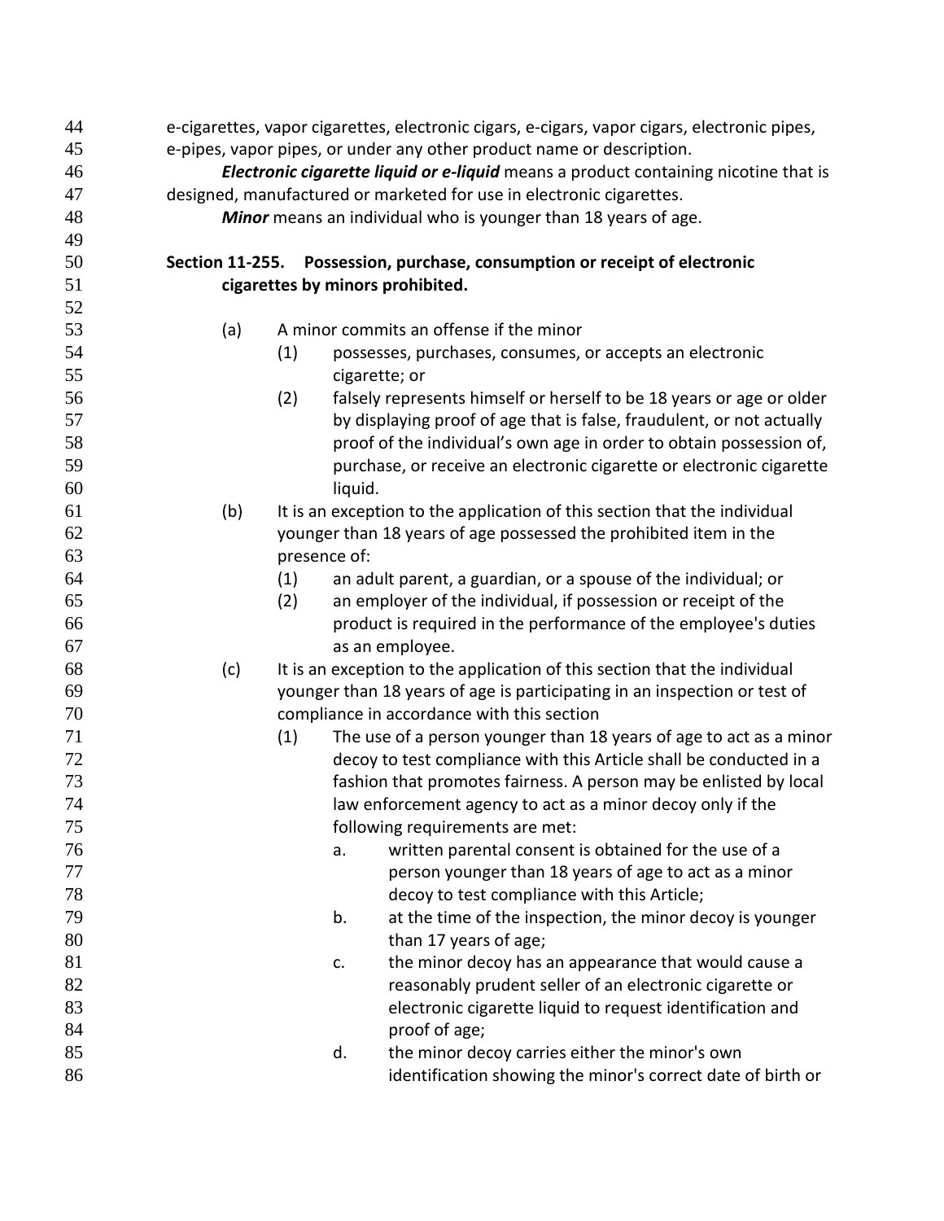e-cigarettes, vapor cigarettes, electronic cigars, e-cigars, vapor cigars, electronic pipes, e-pipes, vapor pipes, or under any other product name or description.

***Electronic cigarette liquid or e-liquid*** means a product containing nicotine that is designed, manufactured or marketed for use in electronic cigarettes.

***Minor*** means an individual who is younger than 18 years of age.

**Section 11-255. Possession, purchase, consumption or receipt of electronic cigarettes by minors prohibited.**

(a) A minor commits an offense if the minor

(1) possesses, purchases, consumes, or accepts an electronic cigarette; or

(2) falsely represents himself or herself to be 18 years or age or older by displaying proof of age that is false, fraudulent, or not actually proof of the individual's own age in order to obtain possession of, purchase, or receive an electronic cigarette or electronic cigarette liquid.

(b) It is an exception to the application of this section that the individual younger than 18 years of age possessed the prohibited item in the presence of:

(1) an adult parent, a guardian, or a spouse of the individual; or

(2) an employer of the individual, if possession or receipt of the product is required in the performance of the employee's duties as an employee.

(c) It is an exception to the application of this section that the individual younger than 18 years of age is participating in an inspection or test of compliance in accordance with this section

(1) The use of a person younger than 18 years of age to act as a minor decoy to test compliance with this Article shall be conducted in a fashion that promotes fairness. A person may be enlisted by local law enforcement agency to act as a minor decoy only if the following requirements are met:

a. written parental consent is obtained for the use of a person younger than 18 years of age to act as a minor decoy to test compliance with this Article;

b. at the time of the inspection, the minor decoy is younger than 17 years of age;

c. the minor decoy has an appearance that would cause a reasonably prudent seller of an electronic cigarette or electronic cigarette liquid to request identification and proof of age;

d. the minor decoy carries either the minor's own identification showing the minor's correct date of birth or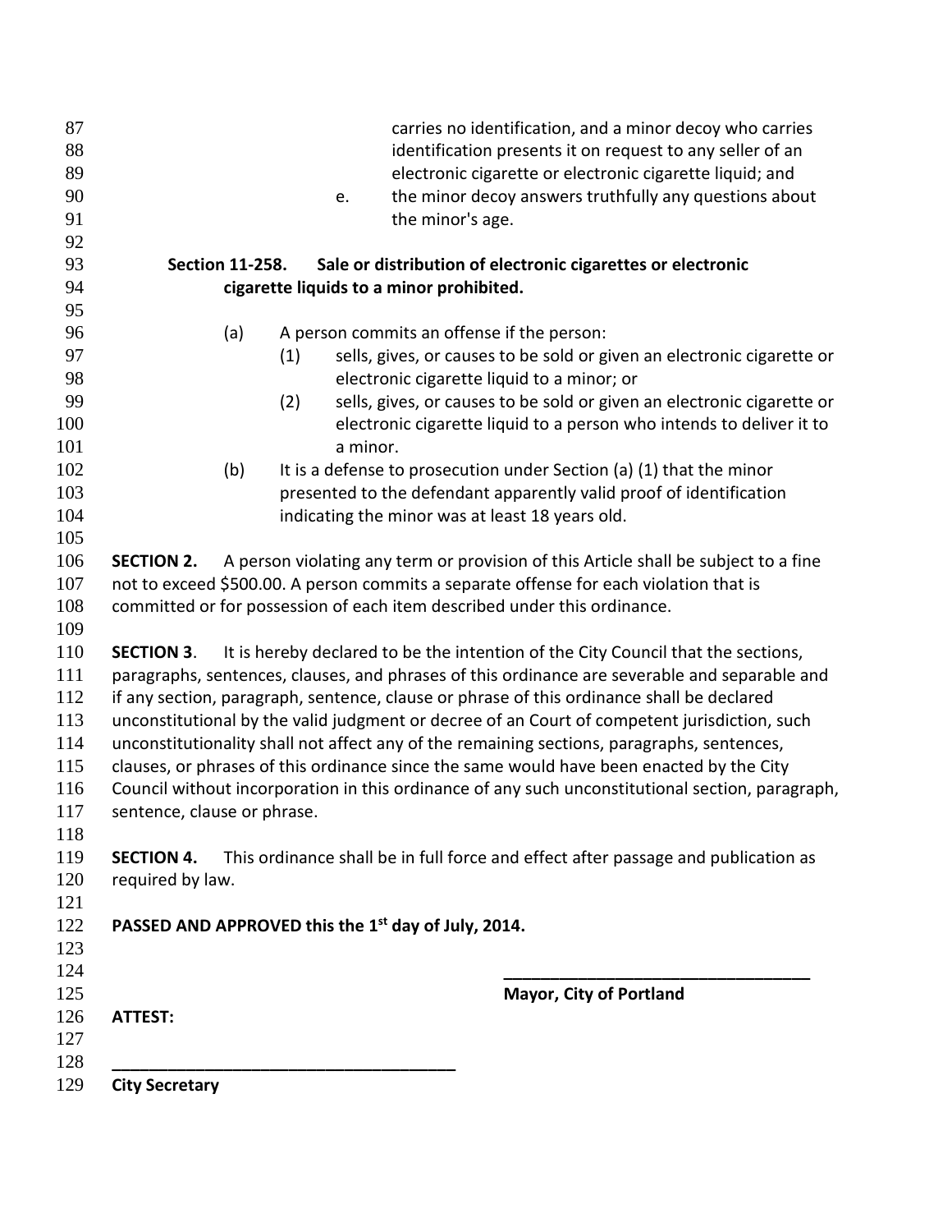carries no identification, and a minor decoy who carries identification presents it on request to any seller of an electronic cigarette or electronic cigarette liquid; and

e. the minor decoy answers truthfully any questions about the minor's age.

**Section 11-258. Sale or distribution of electronic cigarettes or electronic cigarette liquids to a minor prohibited.**

(a) A person commits an offense if the person:

(1) sells, gives, or causes to be sold or given an electronic cigarette or electronic cigarette liquid to a minor; or

(2) sells, gives, or causes to be sold or given an electronic cigarette or electronic cigarette liquid to a person who intends to deliver it to a minor.

(b) It is a defense to prosecution under Section (a) (1) that the minor presented to the defendant apparently valid proof of identification indicating the minor was at least 18 years old.

**SECTION 2.** A person violating any term or provision of this Article shall be subject to a fine not to exceed $500.00. A person commits a separate offense for each violation that is committed or for possession of each item described under this ordinance.

**SECTION 3**. It is hereby declared to be the intention of the City Council that the sections, paragraphs, sentences, clauses, and phrases of this ordinance are severable and separable and if any section, paragraph, sentence, clause or phrase of this ordinance shall be declared unconstitutional by the valid judgment or decree of an Court of competent jurisdiction, such unconstitutionality shall not affect any of the remaining sections, paragraphs, sentences, clauses, or phrases of this ordinance since the same would have been enacted by the City Council without incorporation in this ordinance of any such unconstitutional section, paragraph, sentence, clause or phrase.

**SECTION 4.** This ordinance shall be in full force and effect after passage and publication as required by law.

**PASSED AND APPROVED this the 1st day of July, 2014.**

\_\_\_\_\_\_\_\_\_\_\_\_\_\_\_\_\_\_\_\_\_\_\_\_\_\_\_\_\_\_\_\_\_\_

**Mayor, City of Portland**

**ATTEST:**

\_\_\_\_\_\_\_\_\_\_\_\_\_\_\_\_\_\_\_\_\_\_\_\_\_\_\_\_\_\_\_\_\_\_

**City Secretary**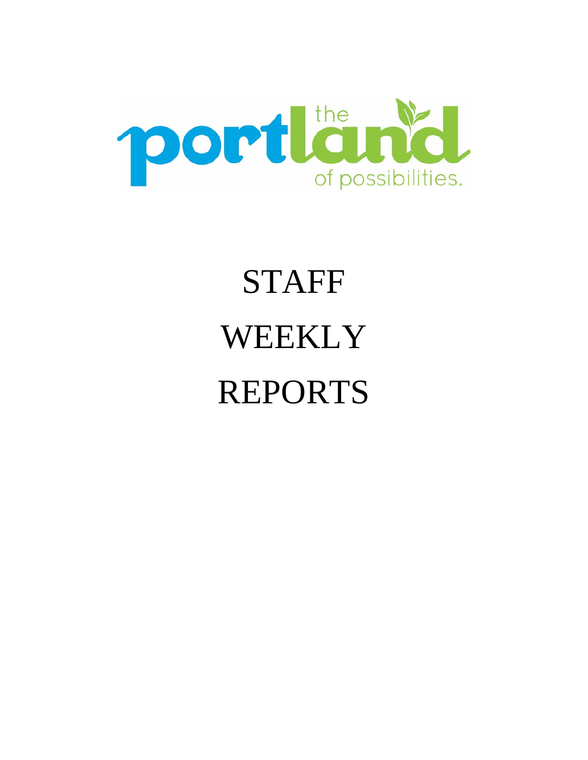portland the land of possibilities.

# STAFF WEEKLY REPORTS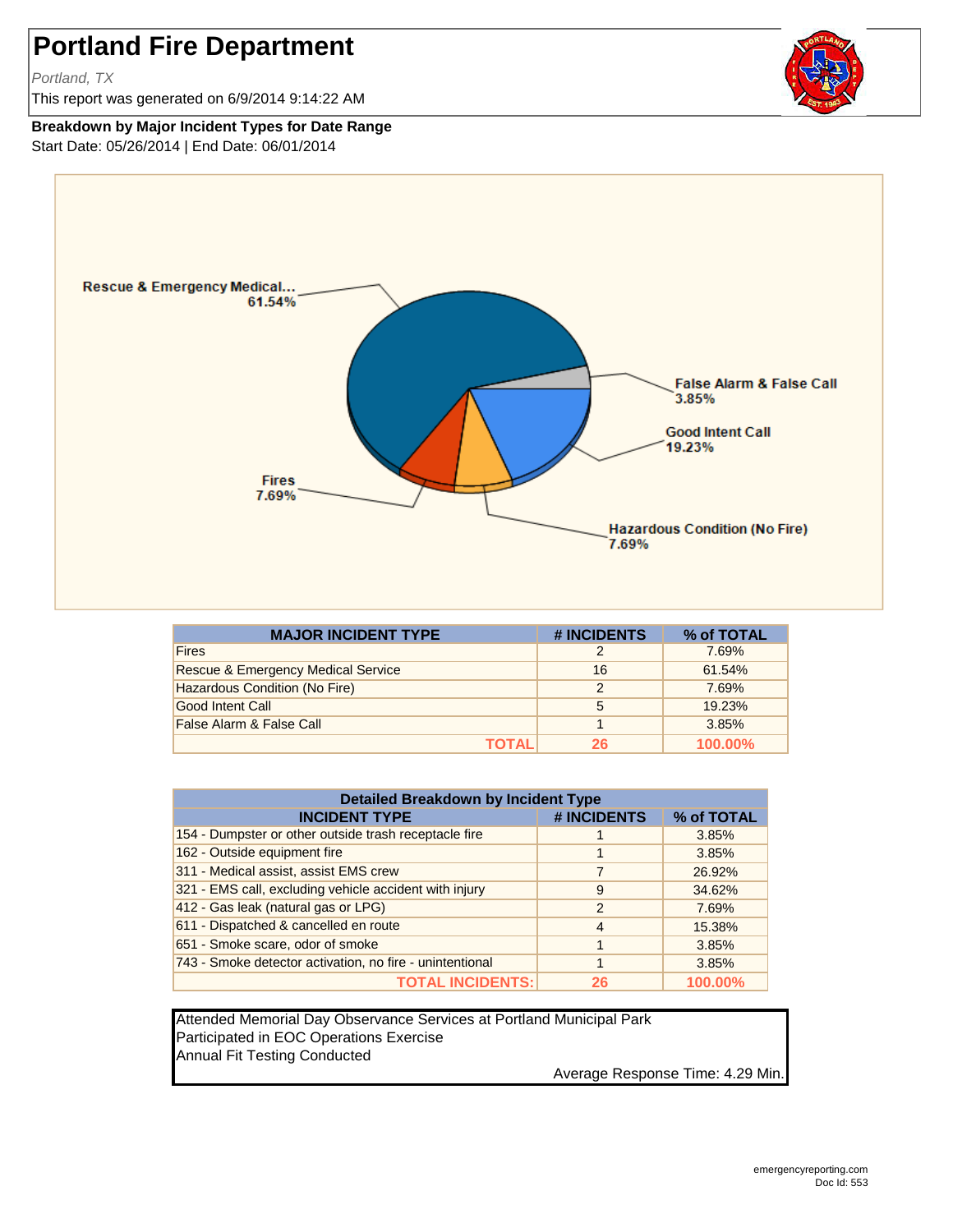# Portland Fire Department

*Portland, TX*

This report was generated on 6/9/2014 9:14:22 AM

**Breakdown by Major Incident Types for Date Range**

Start Date: 05/26/2014 | End Date: 06/01/2014

Rescue & Emergency Medical... 61.54%
False Alarm & False Call 3.85%
Good Intent Call 19.23%
Hazardous Condition (No Fire) 7.69%
Fires 7.69%

| MAJOR INCIDENT TYPE | # INCIDENTS | % of TOTAL |
|---|---|---|
| Fires | 2 | 7.69% |
| Rescue & Emergency Medical Service | 16 | 61.54% |
| Hazardous Condition (No Fire) | 2 | 7.69% |
| Good Intent Call | 5 | 19.23% |
| False Alarm & False Call | 1 | 3.85% |
| **TOTAL** | **26** | **100.00%** |

**Detailed Breakdown by Incident Type**

| INCIDENT TYPE | # INCIDENTS | % of TOTAL |
|---|---|---|
| 154 - Dumpster or other outside trash receptacle fire | 1 | 3.85% |
| 162 - Outside equipment fire | 1 | 3.85% |
| 311 - Medical assist, assist EMS crew | 7 | 26.92% |
| 321 - EMS call, excluding vehicle accident with injury | 9 | 34.62% |
| 412 - Gas leak (natural gas or LPG) | 2 | 7.69% |
| 611 - Dispatched & cancelled en route | 4 | 15.38% |
| 651 - Smoke scare, odor of smoke | 1 | 3.85% |
| 743 - Smoke detector activation, no fire - unintentional | 1 | 3.85% |
| **TOTAL INCIDENTS:** | **26** | **100.00%** |

Attended Memorial Day Observance Services at Portland Municipal Park
Participated in EOC Operations Exercise
Annual Fit Testing Conducted

Average Response Time: 4.29 Min.

emergencyreporting.com
Doc Id: 553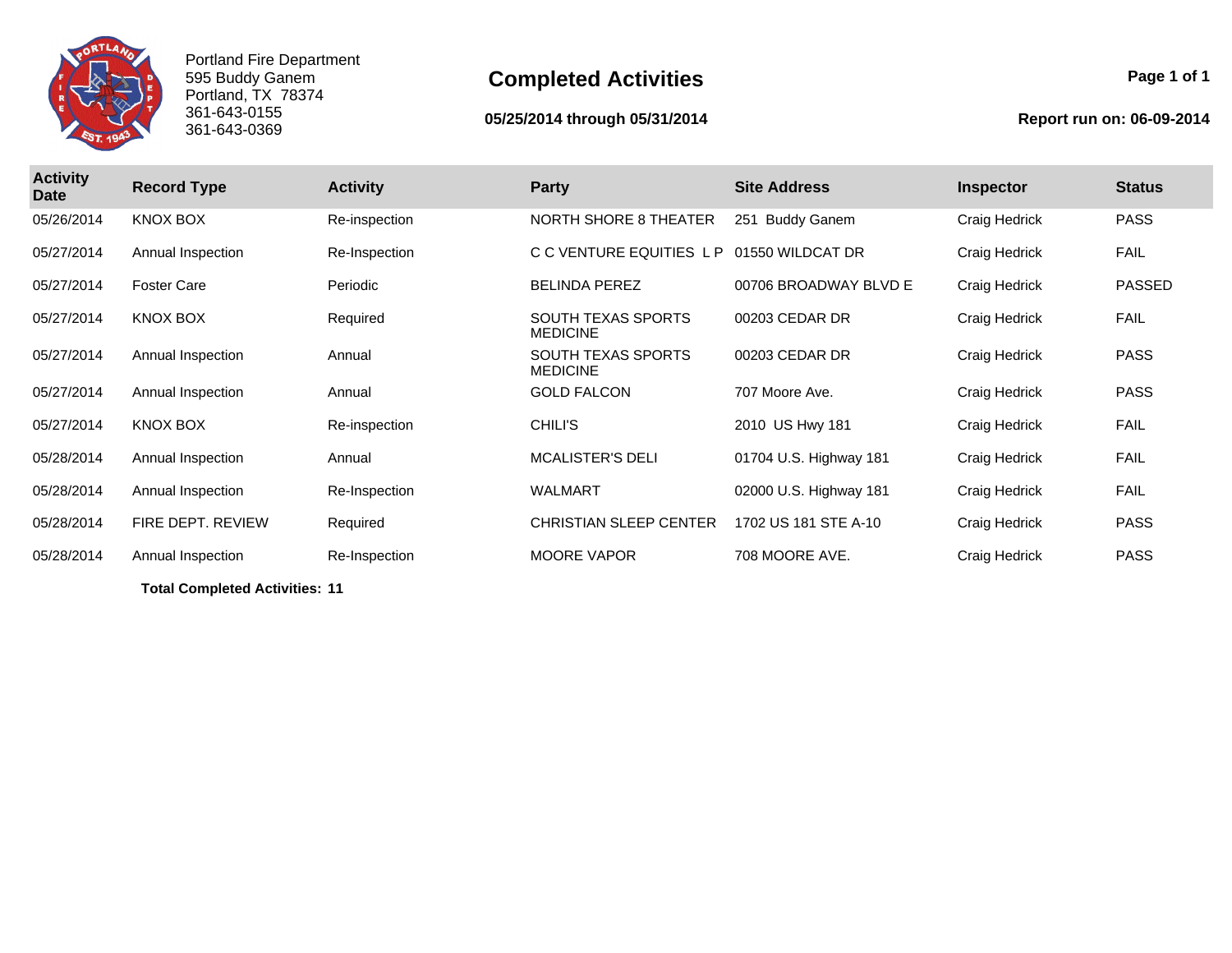Portland Fire Department
595 Buddy Ganem
Portland, TX 78374
361-643-0155
361-643-0369

# Completed Activities

**05/25/2014 through 05/31/2014**

**Report run on: 06-09-2014**

| Activity Date | Record Type | Activity | Party | Site Address | Inspector | Status |
|---|---|---|---|---|---|---|
| 05/26/2014 | KNOX BOX | Re-inspection | NORTH SHORE 8 THEATER | 251 Buddy Ganem | Craig Hedrick | PASS |
| 05/27/2014 | Annual Inspection | Re-Inspection | C C VENTURE EQUITIES L P | 01550 WILDCAT DR | Craig Hedrick | FAIL |
| 05/27/2014 | Foster Care | Periodic | BELINDA PEREZ | 00706 BROADWAY BLVD E | Craig Hedrick | PASSED |
| 05/27/2014 | KNOX BOX | Required | SOUTH TEXAS SPORTS MEDICINE | 00203 CEDAR DR | Craig Hedrick | FAIL |
| 05/27/2014 | Annual Inspection | Annual | SOUTH TEXAS SPORTS MEDICINE | 00203 CEDAR DR | Craig Hedrick | PASS |
| 05/27/2014 | Annual Inspection | Annual | GOLD FALCON | 707 Moore Ave. | Craig Hedrick | PASS |
| 05/27/2014 | KNOX BOX | Re-inspection | CHILI'S | 2010 US Hwy 181 | Craig Hedrick | FAIL |
| 05/28/2014 | Annual Inspection | Annual | MCALISTER'S DELI | 01704 U.S. Highway 181 | Craig Hedrick | FAIL |
| 05/28/2014 | Annual Inspection | Re-Inspection | WALMART | 02000 U.S. Highway 181 | Craig Hedrick | FAIL |
| 05/28/2014 | FIRE DEPT. REVIEW | Required | CHRISTIAN SLEEP CENTER | 1702 US 181 STE A-10 | Craig Hedrick | PASS |
| 05/28/2014 | Annual Inspection | Re-Inspection | MOORE VAPOR | 708 MOORE AVE. | Craig Hedrick | PASS |

**Total Completed Activities: 11**